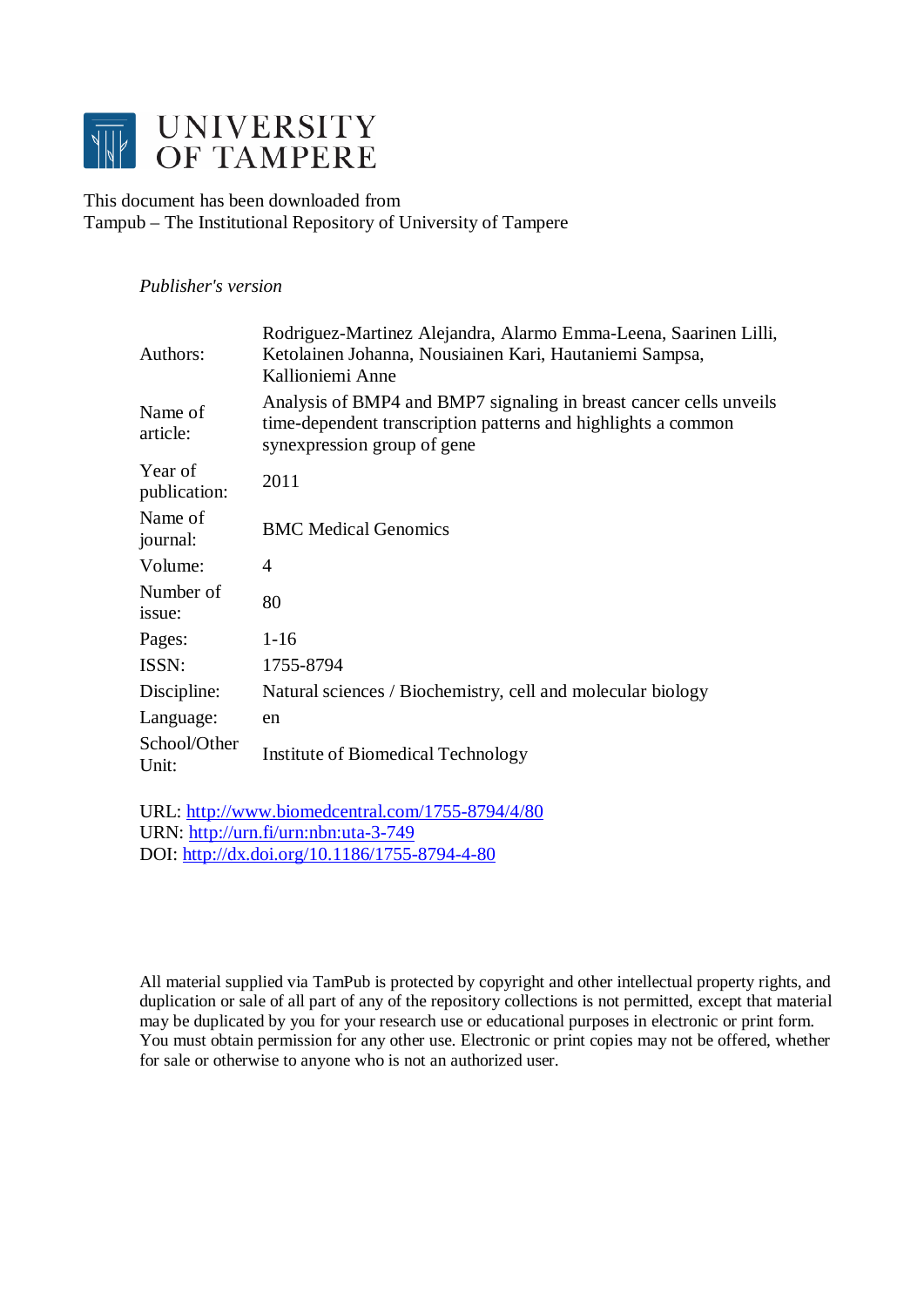# UNIVERSITY OF TAMPERE

This document has been downloaded from
Tampub – The Institutional Repository of University of Tampere

*Publisher's version*

| | |
|---|---|
| Authors: | Rodriguez-Martinez Alejandra, Alarmo Emma-Leena, Saarinen Lilli, Ketolainen Johanna, Nousiainen Kari, Hautaniemi Sampsa, Kallioniemi Anne |
| Name of article: | Analysis of BMP4 and BMP7 signaling in breast cancer cells unveils time-dependent transcription patterns and highlights a common synexpression group of gene |
| Year of publication: | 2011 |
| Name of journal: | BMC Medical Genomics |
| Volume: | 4 |
| Number of issue: | 80 |
| Pages: | 1-16 |
| ISSN: | 1755-8794 |
| Discipline: | Natural sciences / Biochemistry, cell and molecular biology |
| Language: | en |
| School/Other Unit: | Institute of Biomedical Technology |

URL: http://www.biomedcentral.com/1755-8794/4/80
URN: http://urn.fi/urn:nbn:uta-3-749
DOI: http://dx.doi.org/10.1186/1755-8794-4-80

All material supplied via TamPub is protected by copyright and other intellectual property rights, and duplication or sale of all part of any of the repository collections is not permitted, except that material may be duplicated by you for your research use or educational purposes in electronic or print form. You must obtain permission for any other use. Electronic or print copies may not be offered, whether for sale or otherwise to anyone who is not an authorized user.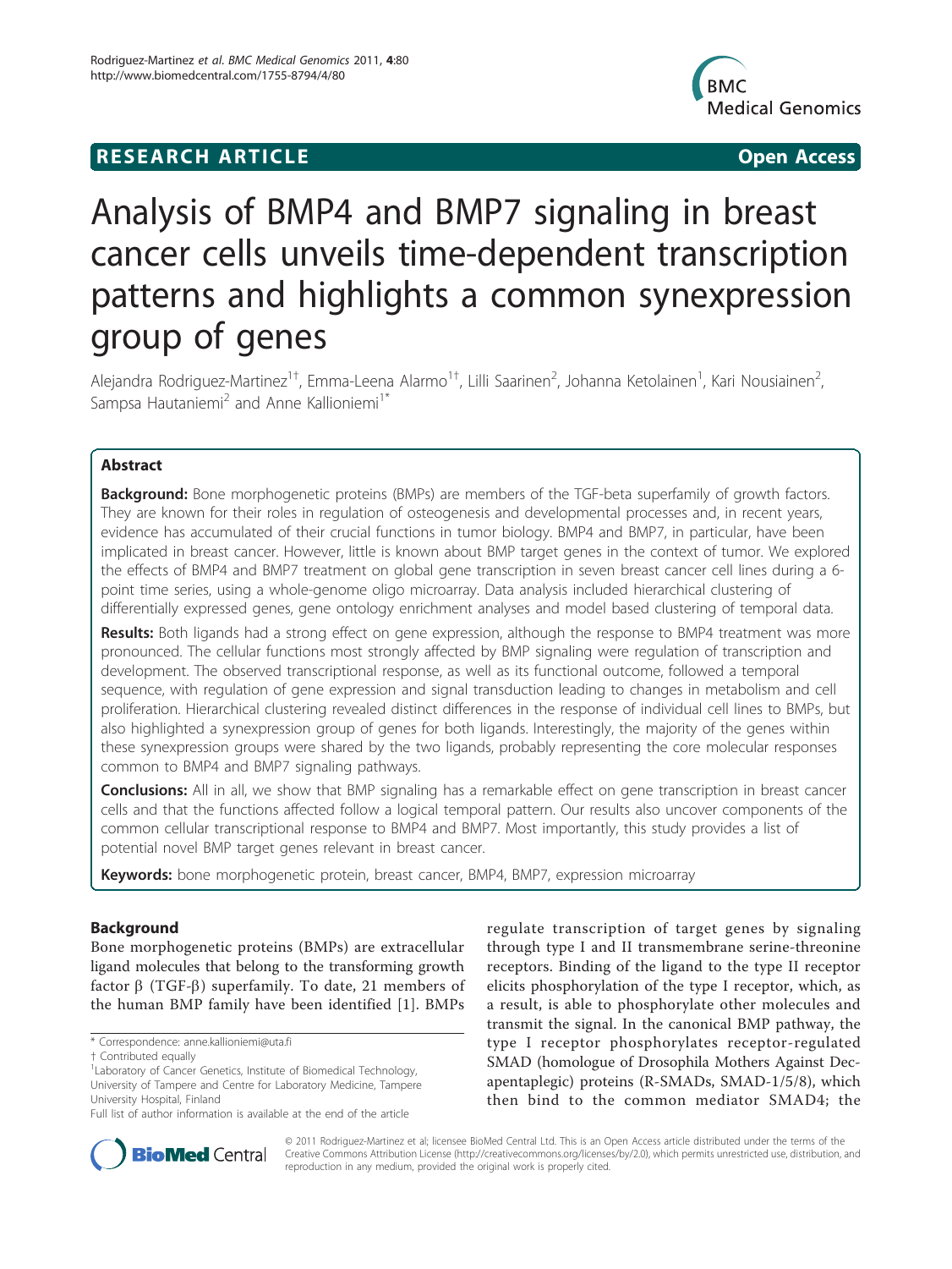# Analysis of BMP4 and BMP7 signaling in breast cancer cells unveils time-dependent transcription patterns and highlights a common synexpression group of genes

Alejandra Rodriguez-Martinez[1†], Emma-Leena Alarmo[1†], Lilli Saarinen[2], Johanna Ketolainen[1], Kari Nousiainen[2], Sampsa Hautaniemi[2] and Anne Kallioniemi[1*]

## Abstract

**Background:** Bone morphogenetic proteins (BMPs) are members of the TGF-beta superfamily of growth factors. They are known for their roles in regulation of osteogenesis and developmental processes and, in recent years, evidence has accumulated of their crucial functions in tumor biology. BMP4 and BMP7, in particular, have been implicated in breast cancer. However, little is known about BMP target genes in the context of tumor. We explored the effects of BMP4 and BMP7 treatment on global gene transcription in seven breast cancer cell lines during a 6-point time series, using a whole-genome oligo microarray. Data analysis included hierarchical clustering of differentially expressed genes, gene ontology enrichment analyses and model based clustering of temporal data.

**Results:** Both ligands had a strong effect on gene expression, although the response to BMP4 treatment was more pronounced. The cellular functions most strongly affected by BMP signaling were regulation of transcription and development. The observed transcriptional response, as well as its functional outcome, followed a temporal sequence, with regulation of gene expression and signal transduction leading to changes in metabolism and cell proliferation. Hierarchical clustering revealed distinct differences in the response of individual cell lines to BMPs, but also highlighted a synexpression group of genes for both ligands. Interestingly, the majority of the genes within these synexpression groups were shared by the two ligands, probably representing the core molecular responses common to BMP4 and BMP7 signaling pathways.

**Conclusions:** All in all, we show that BMP signaling has a remarkable effect on gene transcription in breast cancer cells and that the functions affected follow a logical temporal pattern. Our results also uncover components of the common cellular transcriptional response to BMP4 and BMP7. Most importantly, this study provides a list of potential novel BMP target genes relevant in breast cancer.

**Keywords:** bone morphogenetic protein, breast cancer, BMP4, BMP7, expression microarray

## Background

Bone morphogenetic proteins (BMPs) are extracellular ligand molecules that belong to the transforming growth factor β (TGF-β) superfamily. To date, 21 members of the human BMP family have been identified [1]. BMPs regulate transcription of target genes by signaling through type I and II transmembrane serine-threonine receptors. Binding of the ligand to the type II receptor elicits phosphorylation of the type I receptor, which, as a result, is able to phosphorylate other molecules and transmit the signal. In the canonical BMP pathway, the type I receptor phosphorylates receptor-regulated SMAD (homologue of Drosophila Mothers Against Decapentaplegic) proteins (R-SMADs, SMAD-1/5/8), which then bind to the common mediator SMAD4; the

\* Correspondence: anne.kallioniemi@uta.fi

† Contributed equally

[1]Laboratory of Cancer Genetics, Institute of Biomedical Technology, University of Tampere and Centre for Laboratory Medicine, Tampere University Hospital, Finland

Full list of author information is available at the end of the article

© 2011 Rodriguez-Martinez et al; licensee BioMed Central Ltd. This is an Open Access article distributed under the terms of the Creative Commons Attribution License (http://creativecommons.org/licenses/by/2.0), which permits unrestricted use, distribution, and reproduction in any medium, provided the original work is properly cited.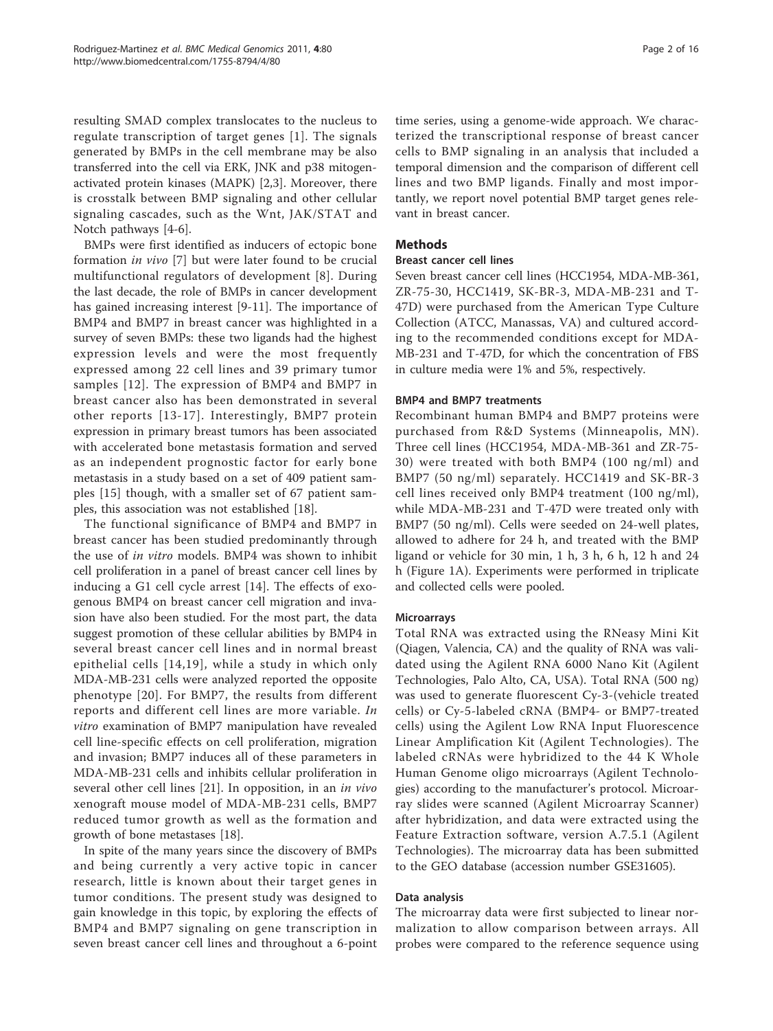resulting SMAD complex translocates to the nucleus to regulate transcription of target genes [1]. The signals generated by BMPs in the cell membrane may be also transferred into the cell via ERK, JNK and p38 mitogen-activated protein kinases (MAPK) [2,3]. Moreover, there is crosstalk between BMP signaling and other cellular signaling cascades, such as the Wnt, JAK/STAT and Notch pathways [4-6].

BMPs were first identified as inducers of ectopic bone formation *in vivo* [7] but were later found to be crucial multifunctional regulators of development [8]. During the last decade, the role of BMPs in cancer development has gained increasing interest [9-11]. The importance of BMP4 and BMP7 in breast cancer was highlighted in a survey of seven BMPs: these two ligands had the highest expression levels and were the most frequently expressed among 22 cell lines and 39 primary tumor samples [12]. The expression of BMP4 and BMP7 in breast cancer also has been demonstrated in several other reports [13-17]. Interestingly, BMP7 protein expression in primary breast tumors has been associated with accelerated bone metastasis formation and served as an independent prognostic factor for early bone metastasis in a study based on a set of 409 patient samples [15] though, with a smaller set of 67 patient samples, this association was not established [18].

The functional significance of BMP4 and BMP7 in breast cancer has been studied predominantly through the use of *in vitro* models. BMP4 was shown to inhibit cell proliferation in a panel of breast cancer cell lines by inducing a G1 cell cycle arrest [14]. The effects of exogenous BMP4 on breast cancer cell migration and invasion have also been studied. For the most part, the data suggest promotion of these cellular abilities by BMP4 in several breast cancer cell lines and in normal breast epithelial cells [14,19], while a study in which only MDA-MB-231 cells were analyzed reported the opposite phenotype [20]. For BMP7, the results from different reports and different cell lines are more variable. *In vitro* examination of BMP7 manipulation have revealed cell line-specific effects on cell proliferation, migration and invasion; BMP7 induces all of these parameters in MDA-MB-231 cells and inhibits cellular proliferation in several other cell lines [21]. In opposition, in an *in vivo* xenograft mouse model of MDA-MB-231 cells, BMP7 reduced tumor growth as well as the formation and growth of bone metastases [18].

In spite of the many years since the discovery of BMPs and being currently a very active topic in cancer research, little is known about their target genes in tumor conditions. The present study was designed to gain knowledge in this topic, by exploring the effects of BMP4 and BMP7 signaling on gene transcription in seven breast cancer cell lines and throughout a 6-point time series, using a genome-wide approach. We characterized the transcriptional response of breast cancer cells to BMP signaling in an analysis that included a temporal dimension and the comparison of different cell lines and two BMP ligands. Finally and most importantly, we report novel potential BMP target genes relevant in breast cancer.

## Methods

### Breast cancer cell lines

Seven breast cancer cell lines (HCC1954, MDA-MB-361, ZR-75-30, HCC1419, SK-BR-3, MDA-MB-231 and T-47D) were purchased from the American Type Culture Collection (ATCC, Manassas, VA) and cultured according to the recommended conditions except for MDA-MB-231 and T-47D, for which the concentration of FBS in culture media were 1% and 5%, respectively.

### BMP4 and BMP7 treatments

Recombinant human BMP4 and BMP7 proteins were purchased from R&D Systems (Minneapolis, MN). Three cell lines (HCC1954, MDA-MB-361 and ZR-75-30) were treated with both BMP4 (100 ng/ml) and BMP7 (50 ng/ml) separately. HCC1419 and SK-BR-3 cell lines received only BMP4 treatment (100 ng/ml), while MDA-MB-231 and T-47D were treated only with BMP7 (50 ng/ml). Cells were seeded on 24-well plates, allowed to adhere for 24 h, and treated with the BMP ligand or vehicle for 30 min, 1 h, 3 h, 6 h, 12 h and 24 h (Figure 1A). Experiments were performed in triplicate and collected cells were pooled.

### Microarrays

Total RNA was extracted using the RNeasy Mini Kit (Qiagen, Valencia, CA) and the quality of RNA was validated using the Agilent RNA 6000 Nano Kit (Agilent Technologies, Palo Alto, CA, USA). Total RNA (500 ng) was used to generate fluorescent Cy-3-(vehicle treated cells) or Cy-5-labeled cRNA (BMP4- or BMP7-treated cells) using the Agilent Low RNA Input Fluorescence Linear Amplification Kit (Agilent Technologies). The labeled cRNAs were hybridized to the 44 K Whole Human Genome oligo microarrays (Agilent Technologies) according to the manufacturer's protocol. Microarray slides were scanned (Agilent Microarray Scanner) after hybridization, and data were extracted using the Feature Extraction software, version A.7.5.1 (Agilent Technologies). The microarray data has been submitted to the GEO database (accession number GSE31605).

### Data analysis

The microarray data were first subjected to linear normalization to allow comparison between arrays. All probes were compared to the reference sequence using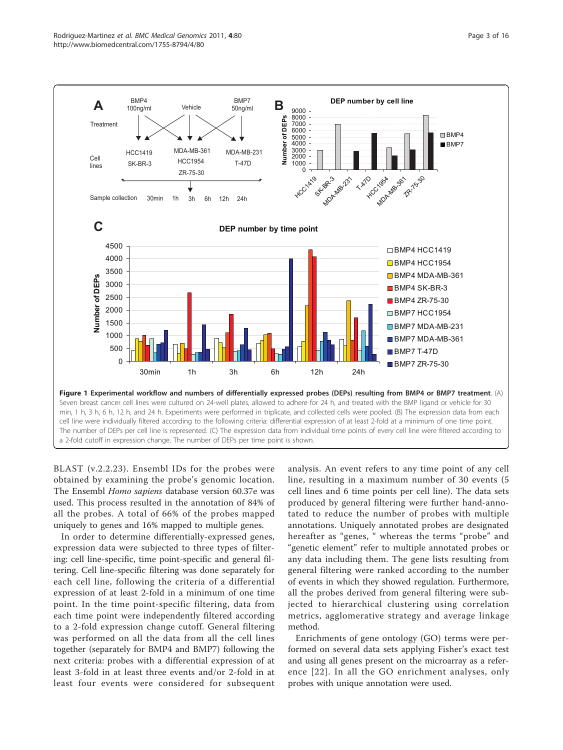**Figure 1 Experimental workflow and numbers of differentially expressed probes (DEPs) resulting from BMP4 or BMP7 treatment**. (A) Seven breast cancer cell lines were cultured on 24-well plates, allowed to adhere for 24 h, and treated with the BMP ligand or vehicle for 30 min, 1 h, 3 h, 6 h, 12 h, and 24 h. Experiments were performed in triplicate, and collected cells were pooled. (B) The expression data from each cell line were individually filtered according to the following criteria: differential expression of at least 2-fold at a minimum of one time point. The number of DEPs per cell line is represented. (C) The expression data from individual time points of every cell line were filtered according to a 2-fold cutoff in expression change. The number of DEPs per time point is shown.

BLAST (v.2.2.23). Ensembl IDs for the probes were obtained by examining the probe's genomic location. The Ensembl *Homo sapiens* database version 60.37e was used. This process resulted in the annotation of 84% of all the probes. A total of 66% of the probes mapped uniquely to genes and 16% mapped to multiple genes.

In order to determine differentially-expressed genes, expression data were subjected to three types of filtering: cell line-specific, time point-specific and general filtering. Cell line-specific filtering was done separately for each cell line, following the criteria of a differential expression of at least 2-fold in a minimum of one time point. In the time point-specific filtering, data from each time point were independently filtered according to a 2-fold expression change cutoff. General filtering was performed on all the data from all the cell lines together (separately for BMP4 and BMP7) following the next criteria: probes with a differential expression of at least 3-fold in at least three events and/or 2-fold in at least four events were considered for subsequent analysis. An event refers to any time point of any cell line, resulting in a maximum number of 30 events (5 cell lines and 6 time points per cell line). The data sets produced by general filtering were further hand-annotated to reduce the number of probes with multiple annotations. Uniquely annotated probes are designated hereafter as "genes, " whereas the terms "probe" and "genetic element" refer to multiple annotated probes or any data including them. The gene lists resulting from general filtering were ranked according to the number of events in which they showed regulation. Furthermore, all the probes derived from general filtering were subjected to hierarchical clustering using correlation metrics, agglomerative strategy and average linkage method.

Enrichments of gene ontology (GO) terms were performed on several data sets applying Fisher's exact test and using all genes present on the microarray as a reference [22]. In all the GO enrichment analyses, only probes with unique annotation were used.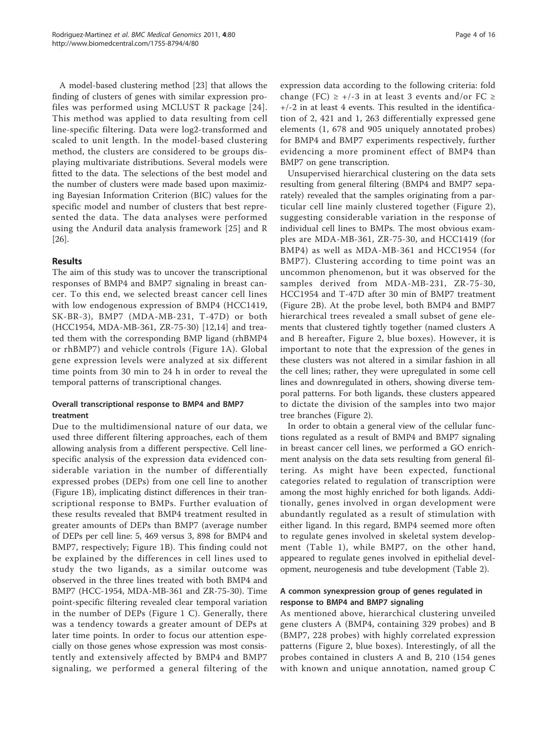A model-based clustering method [23] that allows the finding of clusters of genes with similar expression profiles was performed using MCLUST R package [24]. This method was applied to data resulting from cell line-specific filtering. Data were log2-transformed and scaled to unit length. In the model-based clustering method, the clusters are considered to be groups displaying multivariate distributions. Several models were fitted to the data. The selections of the best model and the number of clusters were made based upon maximizing Bayesian Information Criterion (BIC) values for the specific model and number of clusters that best represented the data. The data analyses were performed using the Anduril data analysis framework [25] and R [26].

## Results

The aim of this study was to uncover the transcriptional responses of BMP4 and BMP7 signaling in breast cancer. To this end, we selected breast cancer cell lines with low endogenous expression of BMP4 (HCC1419, SK-BR-3), BMP7 (MDA-MB-231, T-47D) or both (HCC1954, MDA-MB-361, ZR-75-30) [12,14] and treated them with the corresponding BMP ligand (rhBMP4 or rhBMP7) and vehicle controls (Figure 1A). Global gene expression levels were analyzed at six different time points from 30 min to 24 h in order to reveal the temporal patterns of transcriptional changes.

### Overall transcriptional response to BMP4 and BMP7 treatment

Due to the multidimensional nature of our data, we used three different filtering approaches, each of them allowing analysis from a different perspective. Cell line-specific analysis of the expression data evidenced considerable variation in the number of differentially expressed probes (DEPs) from one cell line to another (Figure 1B), implicating distinct differences in their transcriptional response to BMPs. Further evaluation of these results revealed that BMP4 treatment resulted in greater amounts of DEPs than BMP7 (average number of DEPs per cell line: 5, 469 versus 3, 898 for BMP4 and BMP7, respectively; Figure 1B). This finding could not be explained by the differences in cell lines used to study the two ligands, as a similar outcome was observed in the three lines treated with both BMP4 and BMP7 (HCC-1954, MDA-MB-361 and ZR-75-30). Time point-specific filtering revealed clear temporal variation in the number of DEPs (Figure 1 C). Generally, there was a tendency towards a greater amount of DEPs at later time points. In order to focus our attention especially on those genes whose expression was most consistently and extensively affected by BMP4 and BMP7 signaling, we performed a general filtering of the expression data according to the following criteria: fold change (FC) $\geq +/-3$ in at least 3 events and/or FC $\geq +/-2$ in at least 4 events. This resulted in the identification of 2, 421 and 1, 263 differentially expressed gene elements (1, 678 and 905 uniquely annotated probes) for BMP4 and BMP7 experiments respectively, further evidencing a more prominent effect of BMP4 than BMP7 on gene transcription.

Unsupervised hierarchical clustering on the data sets resulting from general filtering (BMP4 and BMP7 separately) revealed that the samples originating from a particular cell line mainly clustered together (Figure 2), suggesting considerable variation in the response of individual cell lines to BMPs. The most obvious examples are MDA-MB-361, ZR-75-30, and HCC1419 (for BMP4) as well as MDA-MB-361 and HCC1954 (for BMP7). Clustering according to time point was an uncommon phenomenon, but it was observed for the samples derived from MDA-MB-231, ZR-75-30, HCC1954 and T-47D after 30 min of BMP7 treatment (Figure 2B). At the probe level, both BMP4 and BMP7 hierarchical trees revealed a small subset of gene elements that clustered tightly together (named clusters A and B hereafter, Figure 2, blue boxes). However, it is important to note that the expression of the genes in these clusters was not altered in a similar fashion in all the cell lines; rather, they were upregulated in some cell lines and downregulated in others, showing diverse temporal patterns. For both ligands, these clusters appeared to dictate the division of the samples into two major tree branches (Figure 2).

In order to obtain a general view of the cellular functions regulated as a result of BMP4 and BMP7 signaling in breast cancer cell lines, we performed a GO enrichment analysis on the data sets resulting from general filtering. As might have been expected, functional categories related to regulation of transcription were among the most highly enriched for both ligands. Additionally, genes involved in organ development were abundantly regulated as a result of stimulation with either ligand. In this regard, BMP4 seemed more often to regulate genes involved in skeletal system development (Table 1), while BMP7, on the other hand, appeared to regulate genes involved in epithelial development, neurogenesis and tube development (Table 2).

### A common synexpression group of genes regulated in response to BMP4 and BMP7 signaling

As mentioned above, hierarchical clustering unveiled gene clusters A (BMP4, containing 329 probes) and B (BMP7, 228 probes) with highly correlated expression patterns (Figure 2, blue boxes). Interestingly, of all the probes contained in clusters A and B, 210 (154 genes with known and unique annotation, named group C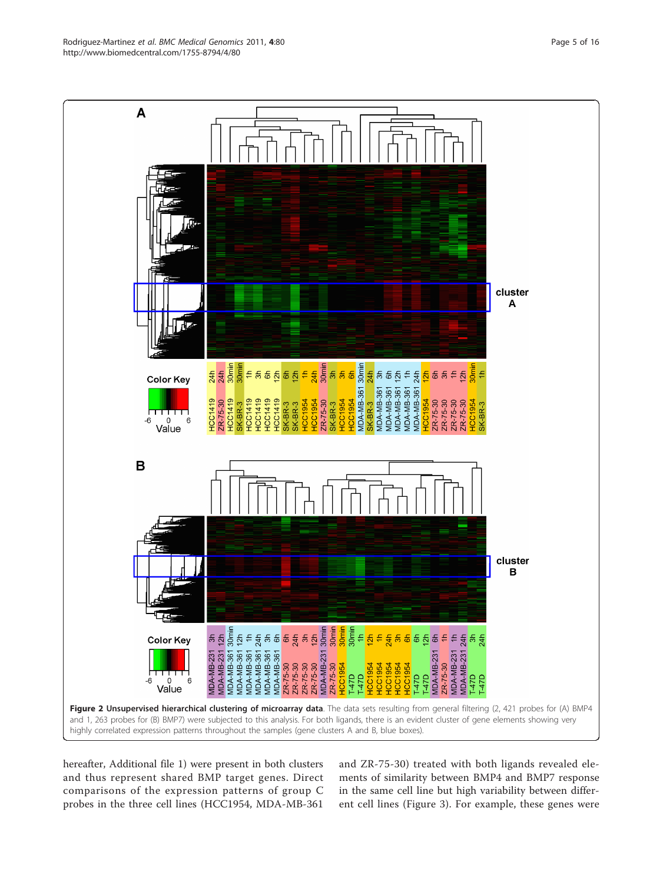**Figure 2 Unsupervised hierarchical clustering of microarray data**. The data sets resulting from general filtering (2, 421 probes for (A) BMP4 and 1, 263 probes for (B) BMP7) were subjected to this analysis. For both ligands, there is an evident cluster of gene elements showing very highly correlated expression patterns throughout the samples (gene clusters A and B, blue boxes).

hereafter, Additional file 1) were present in both clusters and thus represent shared BMP target genes. Direct comparisons of the expression patterns of group C probes in the three cell lines (HCC1954, MDA-MB-361 and ZR-75-30) treated with both ligands revealed elements of similarity between BMP4 and BMP7 response in the same cell line but high variability between different cell lines (Figure 3). For example, these genes were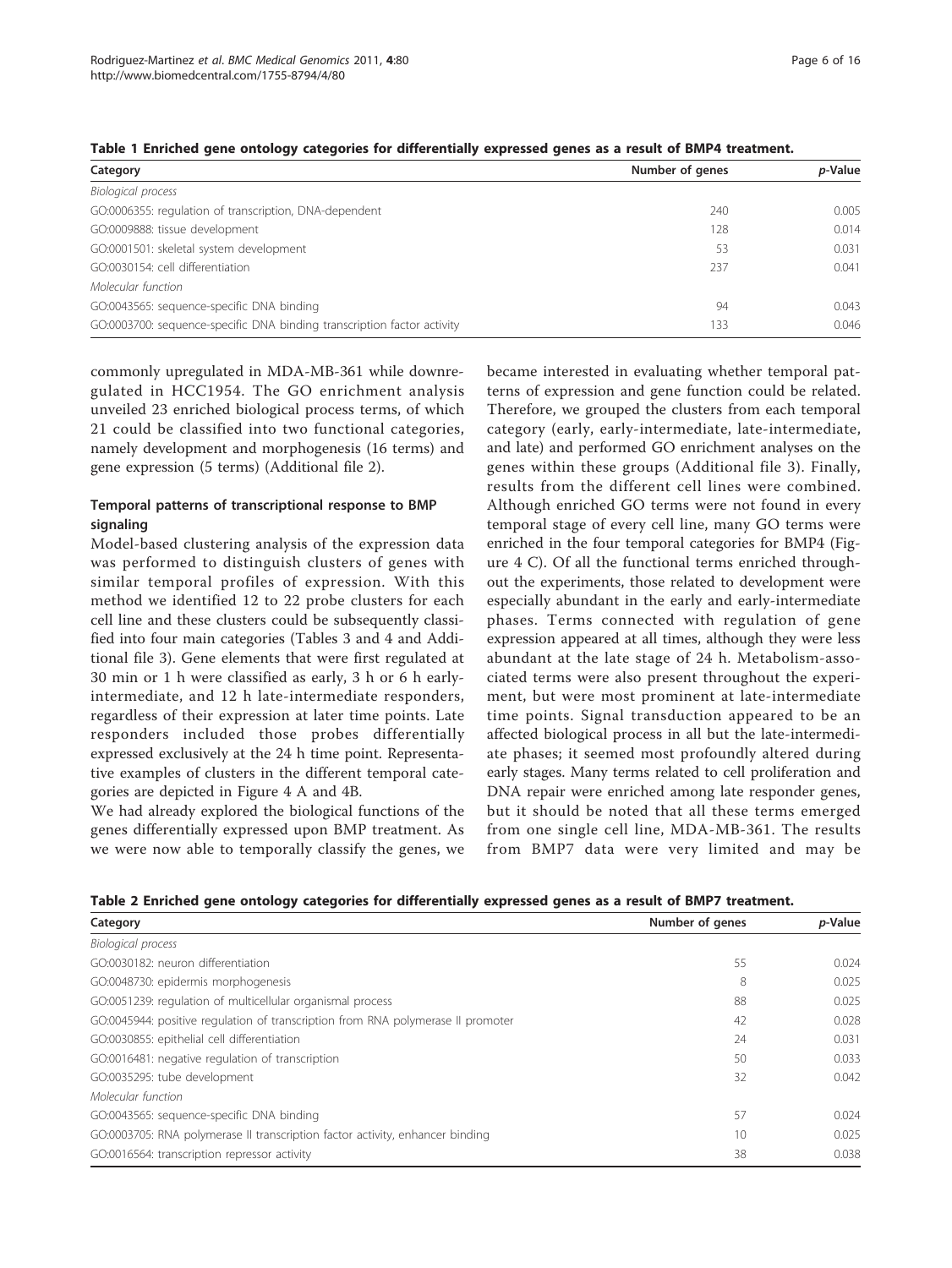Table 1 Enriched gene ontology categories for differentially expressed genes as a result of BMP4 treatment.

| Category | Number of genes | *p*-Value |
|---|---|---|
| *Biological process* | | |
| GO:0006355: regulation of transcription, DNA-dependent | 240 | 0.005 |
| GO:0009888: tissue development | 128 | 0.014 |
| GO:0001501: skeletal system development | 53 | 0.031 |
| GO:0030154: cell differentiation | 237 | 0.041 |
| *Molecular function* | | |
| GO:0043565: sequence-specific DNA binding | 94 | 0.043 |
| GO:0003700: sequence-specific DNA binding transcription factor activity | 133 | 0.046 |

commonly upregulated in MDA-MB-361 while downregulated in HCC1954. The GO enrichment analysis unveiled 23 enriched biological process terms, of which 21 could be classified into two functional categories, namely development and morphogenesis (16 terms) and gene expression (5 terms) (Additional file 2).

### Temporal patterns of transcriptional response to BMP signaling

Model-based clustering analysis of the expression data was performed to distinguish clusters of genes with similar temporal profiles of expression. With this method we identified 12 to 22 probe clusters for each cell line and these clusters could be subsequently classified into four main categories (Tables 3 and 4 and Additional file 3). Gene elements that were first regulated at 30 min or 1 h were classified as early, 3 h or 6 h early-intermediate, and 12 h late-intermediate responders, regardless of their expression at later time points. Late responders included those probes differentially expressed exclusively at the 24 h time point. Representative examples of clusters in the different temporal categories are depicted in Figure 4 A and 4B.

We had already explored the biological functions of the genes differentially expressed upon BMP treatment. As we were now able to temporally classify the genes, we became interested in evaluating whether temporal patterns of expression and gene function could be related. Therefore, we grouped the clusters from each temporal category (early, early-intermediate, late-intermediate, and late) and performed GO enrichment analyses on the genes within these groups (Additional file 3). Finally, results from the different cell lines were combined. Although enriched GO terms were not found in every temporal stage of every cell line, many GO terms were enriched in the four temporal categories for BMP4 (Figure 4 C). Of all the functional terms enriched throughout the experiments, those related to development were especially abundant in the early and early-intermediate phases. Terms connected with regulation of gene expression appeared at all times, although they were less abundant at the late stage of 24 h. Metabolism-associated terms were also present throughout the experiment, but were most prominent at late-intermediate time points. Signal transduction appeared to be an affected biological process in all but the late-intermediate phases; it seemed most profoundly altered during early stages. Many terms related to cell proliferation and DNA repair were enriched among late responder genes, but it should be noted that all these terms emerged from one single cell line, MDA-MB-361. The results from BMP7 data were very limited and may be

Table 2 Enriched gene ontology categories for differentially expressed genes as a result of BMP7 treatment.

| Category | Number of genes | *p*-Value |
|---|---|---|
| *Biological process* | | |
| GO:0030182: neuron differentiation | 55 | 0.024 |
| GO:0048730: epidermis morphogenesis | 8 | 0.025 |
| GO:0051239: regulation of multicellular organismal process | 88 | 0.025 |
| GO:0045944: positive regulation of transcription from RNA polymerase II promoter | 42 | 0.028 |
| GO:0030855: epithelial cell differentiation | 24 | 0.031 |
| GO:0016481: negative regulation of transcription | 50 | 0.033 |
| GO:0035295: tube development | 32 | 0.042 |
| *Molecular function* | | |
| GO:0043565: sequence-specific DNA binding | 57 | 0.024 |
| GO:0003705: RNA polymerase II transcription factor activity, enhancer binding | 10 | 0.025 |
| GO:0016564: transcription repressor activity | 38 | 0.038 |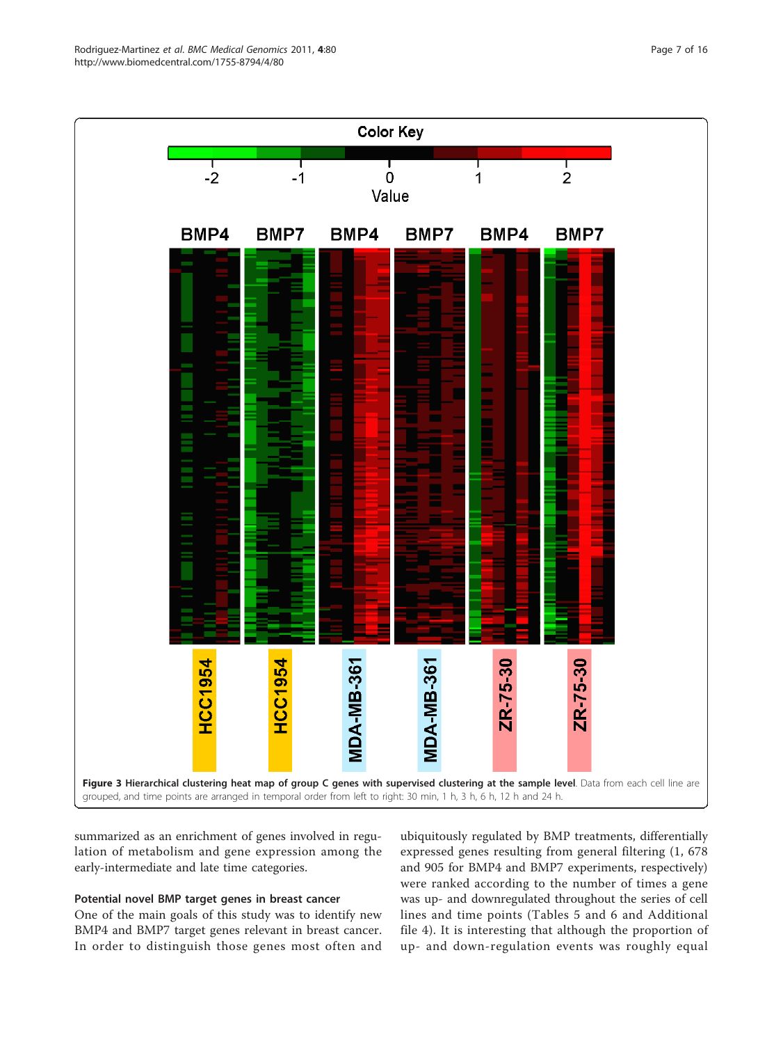**Figure 3 Hierarchical clustering heat map of group C genes with supervised clustering at the sample level**. Data from each cell line are grouped, and time points are arranged in temporal order from left to right: 30 min, 1 h, 3 h, 6 h, 12 h and 24 h.

summarized as an enrichment of genes involved in regulation of metabolism and gene expression among the early-intermediate and late time categories.

### Potential novel BMP target genes in breast cancer

One of the main goals of this study was to identify new BMP4 and BMP7 target genes relevant in breast cancer. In order to distinguish those genes most often and ubiquitously regulated by BMP treatments, differentially expressed genes resulting from general filtering (1, 678 and 905 for BMP4 and BMP7 experiments, respectively) were ranked according to the number of times a gene was up- and downregulated throughout the series of cell lines and time points (Tables 5 and 6 and Additional file 4). It is interesting that although the proportion of up- and down-regulation events was roughly equal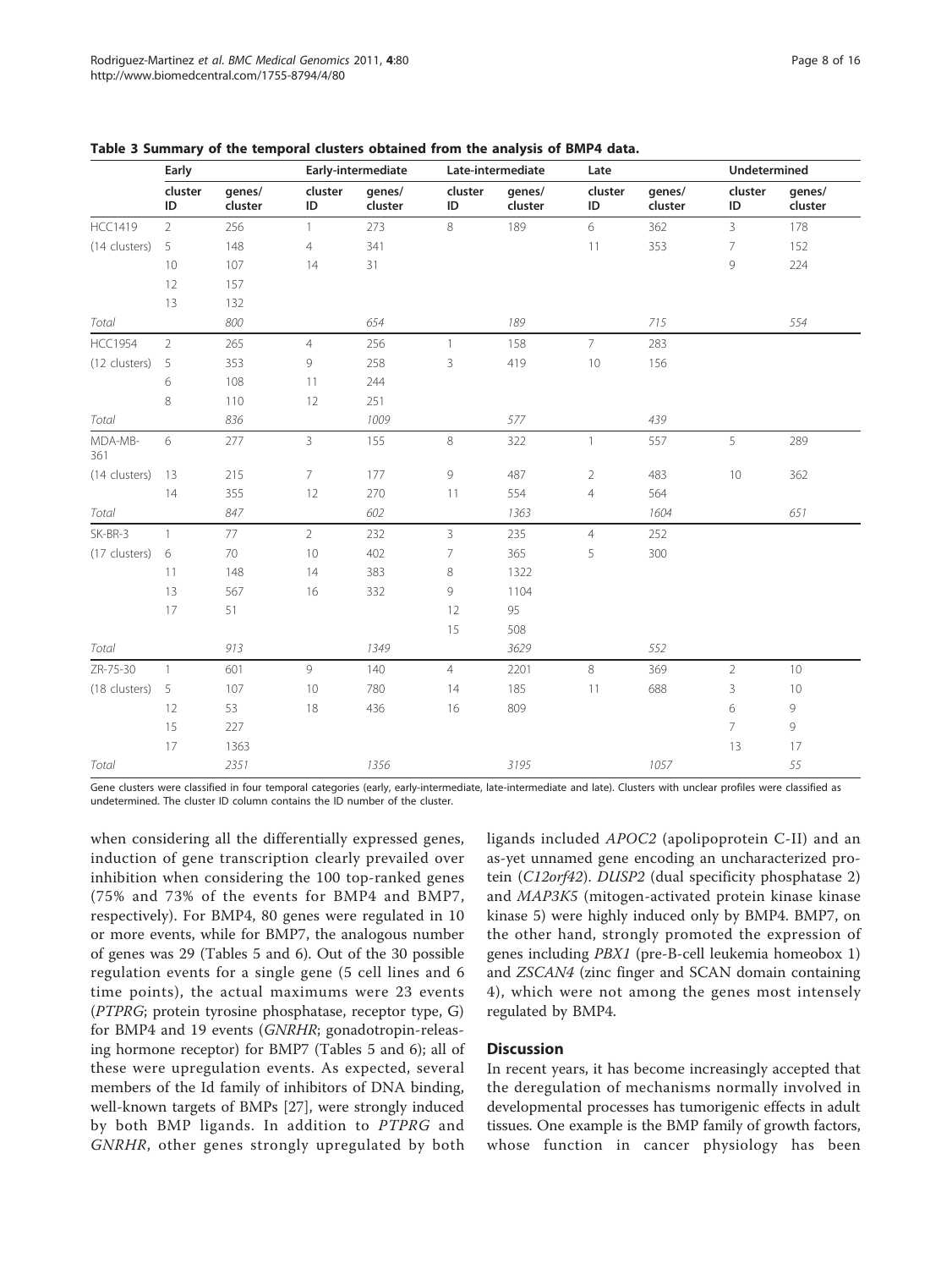**Table 3 Summary of the temporal clusters obtained from the analysis of BMP4 data.**

| | Early | | Early-intermediate | | Late-intermediate | | Late | | Undetermined | |
|---|---|---|---|---|---|---|---|---|---|---|
| | cluster ID | genes/ cluster | cluster ID | genes/ cluster | cluster ID | genes/ cluster | cluster ID | genes/ cluster | cluster ID | genes/ cluster |
| HCC1419 | 2 | 256 | 1 | 273 | 8 | 189 | 6 | 362 | 3 | 178 |
| (14 clusters) | 5 | 148 | 4 | 341 | | | 11 | 353 | 7 | 152 |
| | 10 | 107 | 14 | 31 | | | | | 9 | 224 |
| | 12 | 157 | | | | | | | | |
| | 13 | 132 | | | | | | | | |
| *Total* | | *800* | | *654* | | *189* | | *715* | | *554* |
| HCC1954 | 2 | 265 | 4 | 256 | 1 | 158 | 7 | 283 | | |
| (12 clusters) | 5 | 353 | 9 | 258 | 3 | 419 | 10 | 156 | | |
| | 6 | 108 | 11 | 244 | | | | | | |
| | 8 | 110 | 12 | 251 | | | | | | |
| *Total* | | *836* | | *1009* | | *577* | | *439* | | |
| MDA-MB-361 | 6 | 277 | 3 | 155 | 8 | 322 | 1 | 557 | 5 | 289 |
| (14 clusters) | 13 | 215 | 7 | 177 | 9 | 487 | 2 | 483 | 10 | 362 |
| | 14 | 355 | 12 | 270 | 11 | 554 | 4 | 564 | | |
| *Total* | | *847* | | *602* | | *1363* | | *1604* | | *651* |
| SK-BR-3 | 1 | 77 | 2 | 232 | 3 | 235 | 4 | 252 | | |
| (17 clusters) | 6 | 70 | 10 | 402 | 7 | 365 | 5 | 300 | | |
| | 11 | 148 | 14 | 383 | 8 | 1322 | | | | |
| | 13 | 567 | 16 | 332 | 9 | 1104 | | | | |
| | 17 | 51 | | | 12 | 95 | | | | |
| | | | | | 15 | 508 | | | | |
| *Total* | | *913* | | *1349* | | *3629* | | *552* | | |
| ZR-75-30 | 1 | 601 | 9 | 140 | 4 | 2201 | 8 | 369 | 2 | 10 |
| (18 clusters) | 5 | 107 | 10 | 780 | 14 | 185 | 11 | 688 | 3 | 10 |
| | 12 | 53 | 18 | 436 | 16 | 809 | | | 6 | 9 |
| | 15 | 227 | | | | | | | 7 | 9 |
| | 17 | 1363 | | | | | | | 13 | 17 |
| *Total* | | *2351* | | *1356* | | *3195* | | *1057* | | *55* |

Gene clusters were classified in four temporal categories (early, early-intermediate, late-intermediate and late). Clusters with unclear profiles were classified as undetermined. The cluster ID column contains the ID number of the cluster.

when considering all the differentially expressed genes, induction of gene transcription clearly prevailed over inhibition when considering the 100 top-ranked genes (75% and 73% of the events for BMP4 and BMP7, respectively). For BMP4, 80 genes were regulated in 10 or more events, while for BMP7, the analogous number of genes was 29 (Tables 5 and 6). Out of the 30 possible regulation events for a single gene (5 cell lines and 6 time points), the actual maximums were 23 events (*PTPRG*; protein tyrosine phosphatase, receptor type, G) for BMP4 and 19 events (*GNRHR*; gonadotropin-releasing hormone receptor) for BMP7 (Tables 5 and 6); all of these were upregulation events. As expected, several members of the Id family of inhibitors of DNA binding, well-known targets of BMPs [27], were strongly induced by both BMP ligands. In addition to *PTPRG* and *GNRHR*, other genes strongly upregulated by both ligands included *APOC2* (apolipoprotein C-II) and an as-yet unnamed gene encoding an uncharacterized protein (*C12orf42*). *DUSP2* (dual specificity phosphatase 2) and *MAP3K5* (mitogen-activated protein kinase kinase kinase 5) were highly induced only by BMP4. BMP7, on the other hand, strongly promoted the expression of genes including *PBX1* (pre-B-cell leukemia homeobox 1) and *ZSCAN4* (zinc finger and SCAN domain containing 4), which were not among the genes most intensely regulated by BMP4.

## Discussion

In recent years, it has become increasingly accepted that the deregulation of mechanisms normally involved in developmental processes has tumorigenic effects in adult tissues. One example is the BMP family of growth factors, whose function in cancer physiology has been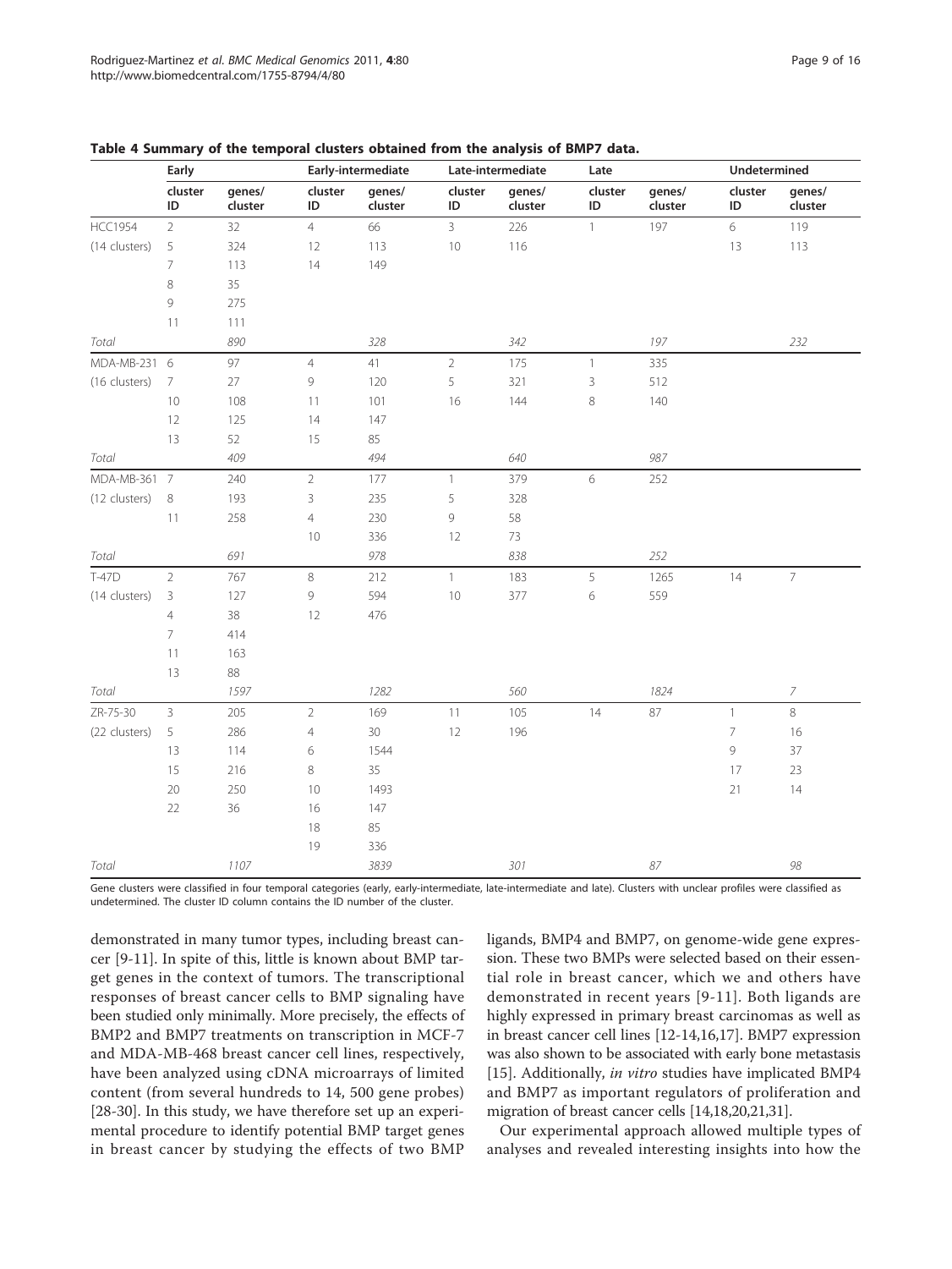**Table 4 Summary of the temporal clusters obtained from the analysis of BMP7 data.**

| | Early | | Early-intermediate | | Late-intermediate | | Late | | Undetermined | |
|---|---|---|---|---|---|---|---|---|---|---|
| | cluster ID | genes/ cluster | cluster ID | genes/ cluster | cluster ID | genes/ cluster | cluster ID | genes/ cluster | cluster ID | genes/ cluster |
| HCC1954 | 2 | 32 | 4 | 66 | 3 | 226 | 1 | 197 | 6 | 119 |
| (14 clusters) | 5 | 324 | 12 | 113 | 10 | 116 | | | 13 | 113 |
| | 7 | 113 | 14 | 149 | | | | | | |
| | 8 | 35 | | | | | | | | |
| | 9 | 275 | | | | | | | | |
| | 11 | 111 | | | | | | | | |
| *Total* | | *890* | | *328* | | *342* | | *197* | | *232* |
| MDA-MB-231 | 6 | 97 | 4 | 41 | 2 | 175 | 1 | 335 | | |
| (16 clusters) | 7 | 27 | 9 | 120 | 5 | 321 | 3 | 512 | | |
| | 10 | 108 | 11 | 101 | 16 | 144 | 8 | 140 | | |
| | 12 | 125 | 14 | 147 | | | | | | |
| | 13 | 52 | 15 | 85 | | | | | | |
| *Total* | | *409* | | *494* | | *640* | | *987* | | |
| MDA-MB-361 | 7 | 240 | 2 | 177 | 1 | 379 | 6 | 252 | | |
| (12 clusters) | 8 | 193 | 3 | 235 | 5 | 328 | | | | |
| | 11 | 258 | 4 | 230 | 9 | 58 | | | | |
| | | | 10 | 336 | 12 | 73 | | | | |
| *Total* | | *691* | | *978* | | *838* | | *252* | | |
| T-47D | 2 | 767 | 8 | 212 | 1 | 183 | 5 | 1265 | 14 | 7 |
| (14 clusters) | 3 | 127 | 9 | 594 | 10 | 377 | 6 | 559 | | |
| | 4 | 38 | 12 | 476 | | | | | | |
| | 7 | 414 | | | | | | | | |
| | 11 | 163 | | | | | | | | |
| | 13 | 88 | | | | | | | | |
| *Total* | | *1597* | | *1282* | | *560* | | *1824* | | *7* |
| ZR-75-30 | 3 | 205 | 2 | 169 | 11 | 105 | 14 | 87 | 1 | 8 |
| (22 clusters) | 5 | 286 | 4 | 30 | 12 | 196 | | | 7 | 16 |
| | 13 | 114 | 6 | 1544 | | | | | 9 | 37 |
| | 15 | 216 | 8 | 35 | | | | | 17 | 23 |
| | 20 | 250 | 10 | 1493 | | | | | 21 | 14 |
| | 22 | 36 | 16 | 147 | | | | | | |
| | | | 18 | 85 | | | | | | |
| | | | 19 | 336 | | | | | | |
| *Total* | | *1107* | | *3839* | | *301* | | *87* | | *98* |

Gene clusters were classified in four temporal categories (early, early-intermediate, late-intermediate and late). Clusters with unclear profiles were classified as undetermined. The cluster ID column contains the ID number of the cluster.

demonstrated in many tumor types, including breast cancer [9-11]. In spite of this, little is known about BMP target genes in the context of tumors. The transcriptional responses of breast cancer cells to BMP signaling have been studied only minimally. More precisely, the effects of BMP2 and BMP7 treatments on transcription in MCF-7 and MDA-MB-468 breast cancer cell lines, respectively, have been analyzed using cDNA microarrays of limited content (from several hundreds to 14, 500 gene probes) [28-30]. In this study, we have therefore set up an experimental procedure to identify potential BMP target genes in breast cancer by studying the effects of two BMP ligands, BMP4 and BMP7, on genome-wide gene expression. These two BMPs were selected based on their essential role in breast cancer, which we and others have demonstrated in recent years [9-11]. Both ligands are highly expressed in primary breast carcinomas as well as in breast cancer cell lines [12-14,16,17]. BMP7 expression was also shown to be associated with early bone metastasis [15]. Additionally, *in vitro* studies have implicated BMP4 and BMP7 as important regulators of proliferation and migration of breast cancer cells [14,18,20,21,31].

Our experimental approach allowed multiple types of analyses and revealed interesting insights into how the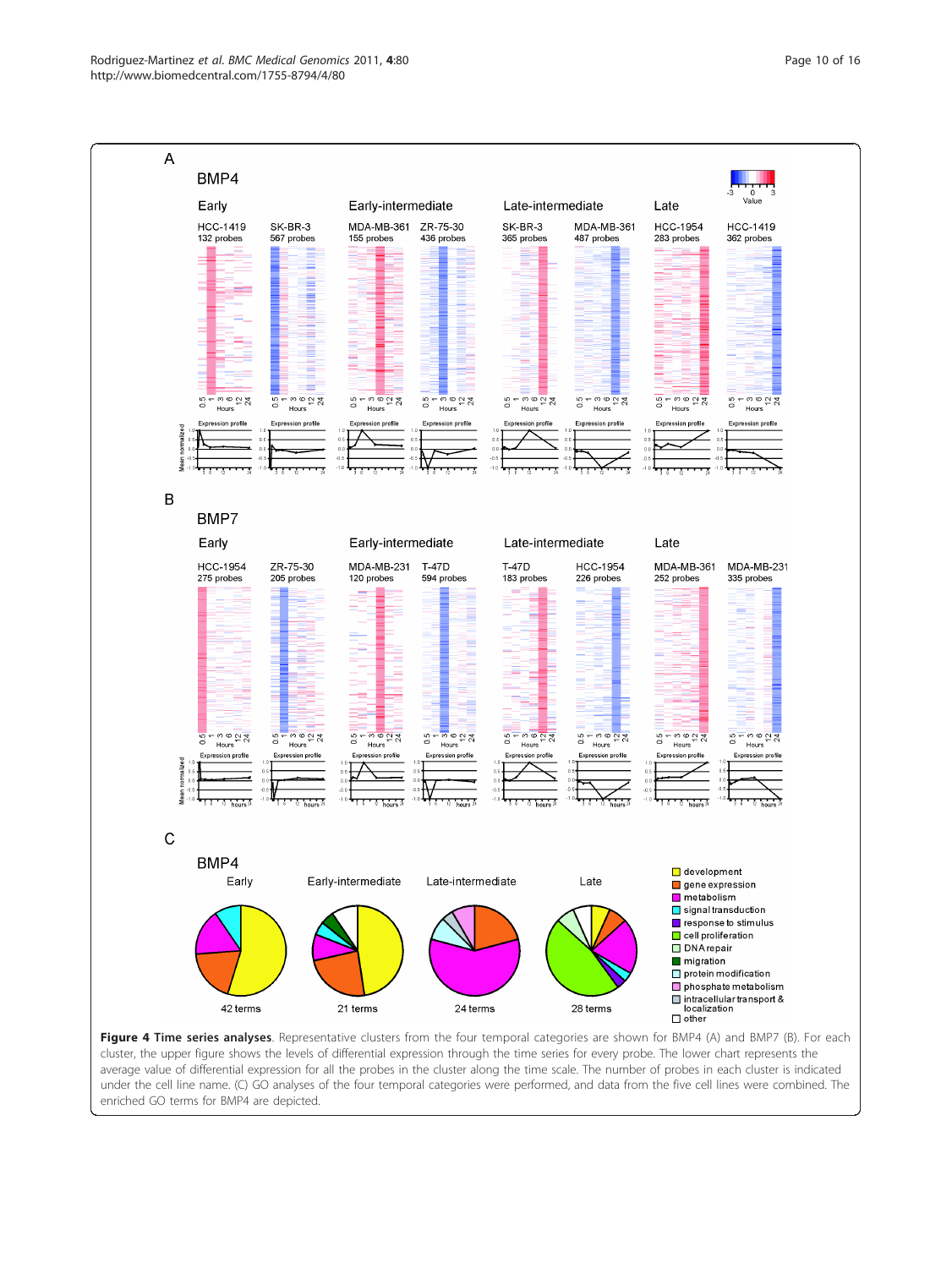**Figure 4 Time series analyses**. Representative clusters from the four temporal categories are shown for BMP4 (A) and BMP7 (B). For each cluster, the upper figure shows the levels of differential expression through the time series for every probe. The lower chart represents the average value of differential expression for all the probes in the cluster along the time scale. The number of probes in each cluster is indicated under the cell line name. (C) GO analyses of the four temporal categories were performed, and data from the five cell lines were combined. The enriched GO terms for BMP4 are depicted.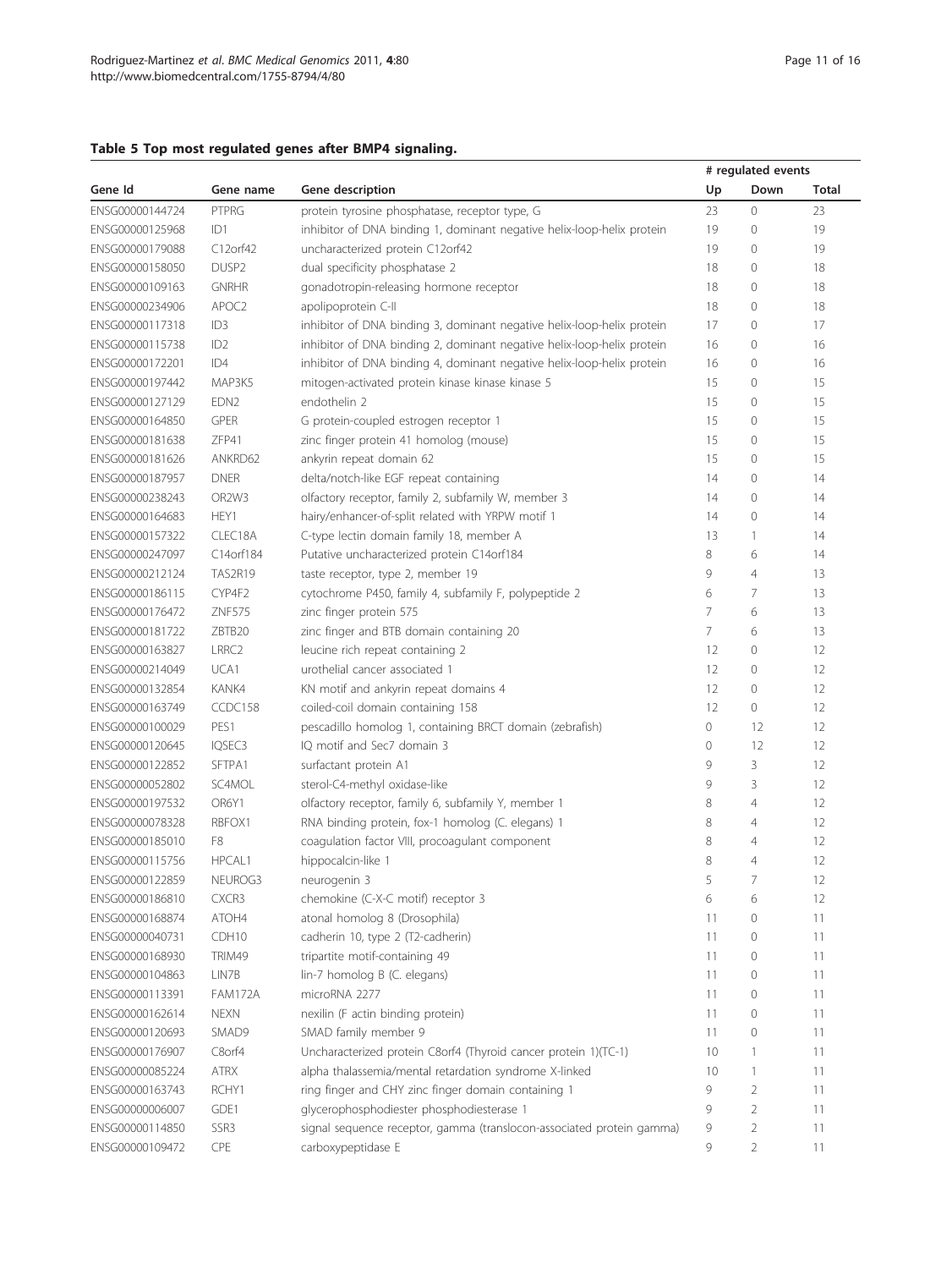**Table 5 Top most regulated genes after BMP4 signaling.**

| Gene Id | Gene name | Gene description | # regulated events | | |
|---|---|---|---|---|---|
| | | | Up | Down | Total |
| ENSG00000144724 | PTPRG | protein tyrosine phosphatase, receptor type, G | 23 | 0 | 23 |
| ENSG00000125968 | ID1 | inhibitor of DNA binding 1, dominant negative helix-loop-helix protein | 19 | 0 | 19 |
| ENSG00000179088 | C12orf42 | uncharacterized protein C12orf42 | 19 | 0 | 19 |
| ENSG00000158050 | DUSP2 | dual specificity phosphatase 2 | 18 | 0 | 18 |
| ENSG00000109163 | GNRHR | gonadotropin-releasing hormone receptor | 18 | 0 | 18 |
| ENSG00000234906 | APOC2 | apolipoprotein C-II | 18 | 0 | 18 |
| ENSG00000117318 | ID3 | inhibitor of DNA binding 3, dominant negative helix-loop-helix protein | 17 | 0 | 17 |
| ENSG00000115738 | ID2 | inhibitor of DNA binding 2, dominant negative helix-loop-helix protein | 16 | 0 | 16 |
| ENSG00000172201 | ID4 | inhibitor of DNA binding 4, dominant negative helix-loop-helix protein | 16 | 0 | 16 |
| ENSG00000197442 | MAP3K5 | mitogen-activated protein kinase kinase kinase 5 | 15 | 0 | 15 |
| ENSG00000127129 | EDN2 | endothelin 2 | 15 | 0 | 15 |
| ENSG00000164850 | GPER | G protein-coupled estrogen receptor 1 | 15 | 0 | 15 |
| ENSG00000181638 | ZFP41 | zinc finger protein 41 homolog (mouse) | 15 | 0 | 15 |
| ENSG00000181626 | ANKRD62 | ankyrin repeat domain 62 | 15 | 0 | 15 |
| ENSG00000187957 | DNER | delta/notch-like EGF repeat containing | 14 | 0 | 14 |
| ENSG00000238243 | OR2W3 | olfactory receptor, family 2, subfamily W, member 3 | 14 | 0 | 14 |
| ENSG00000164683 | HEY1 | hairy/enhancer-of-split related with YRPW motif 1 | 14 | 0 | 14 |
| ENSG00000157322 | CLEC18A | C-type lectin domain family 18, member A | 13 | 1 | 14 |
| ENSG00000247097 | C14orf184 | Putative uncharacterized protein C14orf184 | 8 | 6 | 14 |
| ENSG00000212124 | TAS2R19 | taste receptor, type 2, member 19 | 9 | 4 | 13 |
| ENSG00000186115 | CYP4F2 | cytochrome P450, family 4, subfamily F, polypeptide 2 | 6 | 7 | 13 |
| ENSG00000176472 | ZNF575 | zinc finger protein 575 | 7 | 6 | 13 |
| ENSG00000181722 | ZBTB20 | zinc finger and BTB domain containing 20 | 7 | 6 | 13 |
| ENSG00000163827 | LRRC2 | leucine rich repeat containing 2 | 12 | 0 | 12 |
| ENSG00000214049 | UCA1 | urothelial cancer associated 1 | 12 | 0 | 12 |
| ENSG00000132854 | KANK4 | KN motif and ankyrin repeat domains 4 | 12 | 0 | 12 |
| ENSG00000163749 | CCDC158 | coiled-coil domain containing 158 | 12 | 0 | 12 |
| ENSG00000100029 | PES1 | pescadillo homolog 1, containing BRCT domain (zebrafish) | 0 | 12 | 12 |
| ENSG00000120645 | IQSEC3 | IQ motif and Sec7 domain 3 | 0 | 12 | 12 |
| ENSG00000122852 | SFTPA1 | surfactant protein A1 | 9 | 3 | 12 |
| ENSG00000052802 | SC4MOL | sterol-C4-methyl oxidase-like | 9 | 3 | 12 |
| ENSG00000197532 | OR6Y1 | olfactory receptor, family 6, subfamily Y, member 1 | 8 | 4 | 12 |
| ENSG00000078328 | RBFOX1 | RNA binding protein, fox-1 homolog (C. elegans) 1 | 8 | 4 | 12 |
| ENSG00000185010 | F8 | coagulation factor VIII, procoagulant component | 8 | 4 | 12 |
| ENSG00000115756 | HPCAL1 | hippocalcin-like 1 | 8 | 4 | 12 |
| ENSG00000122859 | NEUROG3 | neurogenin 3 | 5 | 7 | 12 |
| ENSG00000186810 | CXCR3 | chemokine (C-X-C motif) receptor 3 | 6 | 6 | 12 |
| ENSG00000168874 | ATOH4 | atonal homolog 8 (Drosophila) | 11 | 0 | 11 |
| ENSG00000040731 | CDH10 | cadherin 10, type 2 (T2-cadherin) | 11 | 0 | 11 |
| ENSG00000168930 | TRIM49 | tripartite motif-containing 49 | 11 | 0 | 11 |
| ENSG00000104863 | LIN7B | lin-7 homolog B (C. elegans) | 11 | 0 | 11 |
| ENSG00000113391 | FAM172A | microRNA 2277 | 11 | 0 | 11 |
| ENSG00000162614 | NEXN | nexilin (F actin binding protein) | 11 | 0 | 11 |
| ENSG00000120693 | SMAD9 | SMAD family member 9 | 11 | 0 | 11 |
| ENSG00000176907 | C8orf4 | Uncharacterized protein C8orf4 (Thyroid cancer protein 1)(TC-1) | 10 | 1 | 11 |
| ENSG00000085224 | ATRX | alpha thalassemia/mental retardation syndrome X-linked | 10 | 1 | 11 |
| ENSG00000163743 | RCHY1 | ring finger and CHY zinc finger domain containing 1 | 9 | 2 | 11 |
| ENSG00000006007 | GDE1 | glycerophosphodiester phosphodiesterase 1 | 9 | 2 | 11 |
| ENSG00000114850 | SSR3 | signal sequence receptor, gamma (translocon-associated protein gamma) | 9 | 2 | 11 |
| ENSG00000109472 | CPE | carboxypeptidase E | 9 | 2 | 11 |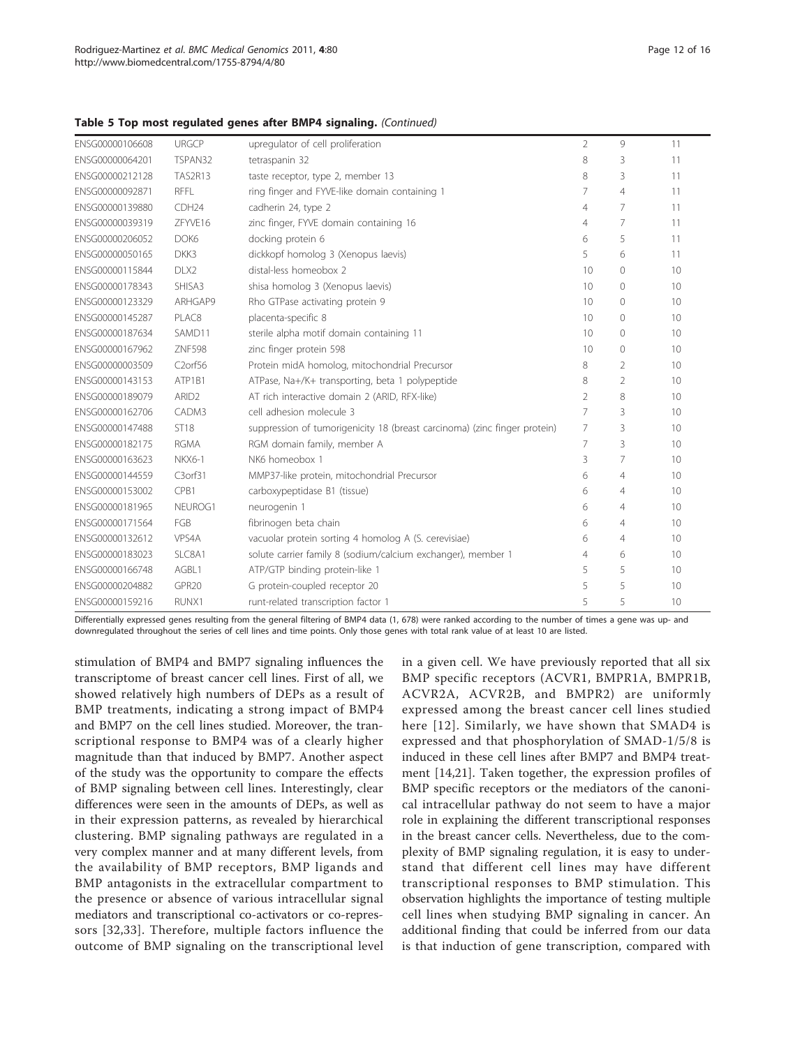**Table 5 Top most regulated genes after BMP4 signaling.** *(Continued)*

| | | | | | |
|---|---|---|---|---|---|
| ENSG00000106608 | URGCP | upregulator of cell proliferation | 2 | 9 | 11 |
| ENSG00000064201 | TSPAN32 | tetraspanin 32 | 8 | 3 | 11 |
| ENSG00000212128 | TAS2R13 | taste receptor, type 2, member 13 | 8 | 3 | 11 |
| ENSG00000092871 | RFFL | ring finger and FYVE-like domain containing 1 | 7 | 4 | 11 |
| ENSG00000139880 | CDH24 | cadherin 24, type 2 | 4 | 7 | 11 |
| ENSG00000039319 | ZFYVE16 | zinc finger, FYVE domain containing 16 | 4 | 7 | 11 |
| ENSG00000206052 | DOK6 | docking protein 6 | 6 | 5 | 11 |
| ENSG00000050165 | DKK3 | dickkopf homolog 3 (Xenopus laevis) | 5 | 6 | 11 |
| ENSG00000115844 | DLX2 | distal-less homeobox 2 | 10 | 0 | 10 |
| ENSG00000178343 | SHISA3 | shisa homolog 3 (Xenopus laevis) | 10 | 0 | 10 |
| ENSG00000123329 | ARHGAP9 | Rho GTPase activating protein 9 | 10 | 0 | 10 |
| ENSG00000145287 | PLAC8 | placenta-specific 8 | 10 | 0 | 10 |
| ENSG00000187634 | SAMD11 | sterile alpha motif domain containing 11 | 10 | 0 | 10 |
| ENSG00000167962 | ZNF598 | zinc finger protein 598 | 10 | 0 | 10 |
| ENSG00000003509 | C2orf56 | Protein midA homolog, mitochondrial Precursor | 8 | 2 | 10 |
| ENSG00000143153 | ATP1B1 | ATPase, Na+/K+ transporting, beta 1 polypeptide | 8 | 2 | 10 |
| ENSG00000189079 | ARID2 | AT rich interactive domain 2 (ARID, RFX-like) | 2 | 8 | 10 |
| ENSG00000162706 | CADM3 | cell adhesion molecule 3 | 7 | 3 | 10 |
| ENSG00000147488 | ST18 | suppression of tumorigenicity 18 (breast carcinoma) (zinc finger protein) | 7 | 3 | 10 |
| ENSG00000182175 | RGMA | RGM domain family, member A | 7 | 3 | 10 |
| ENSG00000163623 | NKX6-1 | NK6 homeobox 1 | 3 | 7 | 10 |
| ENSG00000144559 | C3orf31 | MMP37-like protein, mitochondrial Precursor | 6 | 4 | 10 |
| ENSG00000153002 | CPB1 | carboxypeptidase B1 (tissue) | 6 | 4 | 10 |
| ENSG00000181965 | NEUROG1 | neurogenin 1 | 6 | 4 | 10 |
| ENSG00000171564 | FGB | fibrinogen beta chain | 6 | 4 | 10 |
| ENSG00000132612 | VPS4A | vacuolar protein sorting 4 homolog A (S. cerevisiae) | 6 | 4 | 10 |
| ENSG00000183023 | SLC8A1 | solute carrier family 8 (sodium/calcium exchanger), member 1 | 4 | 6 | 10 |
| ENSG00000166748 | AGBL1 | ATP/GTP binding protein-like 1 | 5 | 5 | 10 |
| ENSG00000204882 | GPR20 | G protein-coupled receptor 20 | 5 | 5 | 10 |
| ENSG00000159216 | RUNX1 | runt-related transcription factor 1 | 5 | 5 | 10 |

Differentially expressed genes resulting from the general filtering of BMP4 data (1, 678) were ranked according to the number of times a gene was up- and downregulated throughout the series of cell lines and time points. Only those genes with total rank value of at least 10 are listed.

stimulation of BMP4 and BMP7 signaling influences the transcriptome of breast cancer cell lines. First of all, we showed relatively high numbers of DEPs as a result of BMP treatments, indicating a strong impact of BMP4 and BMP7 on the cell lines studied. Moreover, the transcriptional response to BMP4 was of a clearly higher magnitude than that induced by BMP7. Another aspect of the study was the opportunity to compare the effects of BMP signaling between cell lines. Interestingly, clear differences were seen in the amounts of DEPs, as well as in their expression patterns, as revealed by hierarchical clustering. BMP signaling pathways are regulated in a very complex manner and at many different levels, from the availability of BMP receptors, BMP ligands and BMP antagonists in the extracellular compartment to the presence or absence of various intracellular signal mediators and transcriptional co-activators or co-repressors [32,33]. Therefore, multiple factors influence the outcome of BMP signaling on the transcriptional level in a given cell. We have previously reported that all six BMP specific receptors (ACVR1, BMPR1A, BMPR1B, ACVR2A, ACVR2B, and BMPR2) are uniformly expressed among the breast cancer cell lines studied here [12]. Similarly, we have shown that SMAD4 is expressed and that phosphorylation of SMAD-1/5/8 is induced in these cell lines after BMP7 and BMP4 treatment [14,21]. Taken together, the expression profiles of BMP specific receptors or the mediators of the canonical intracellular pathway do not seem to have a major role in explaining the different transcriptional responses in the breast cancer cells. Nevertheless, due to the complexity of BMP signaling regulation, it is easy to understand that different cell lines may have different transcriptional responses to BMP stimulation. This observation highlights the importance of testing multiple cell lines when studying BMP signaling in cancer. An additional finding that could be inferred from our data is that induction of gene transcription, compared with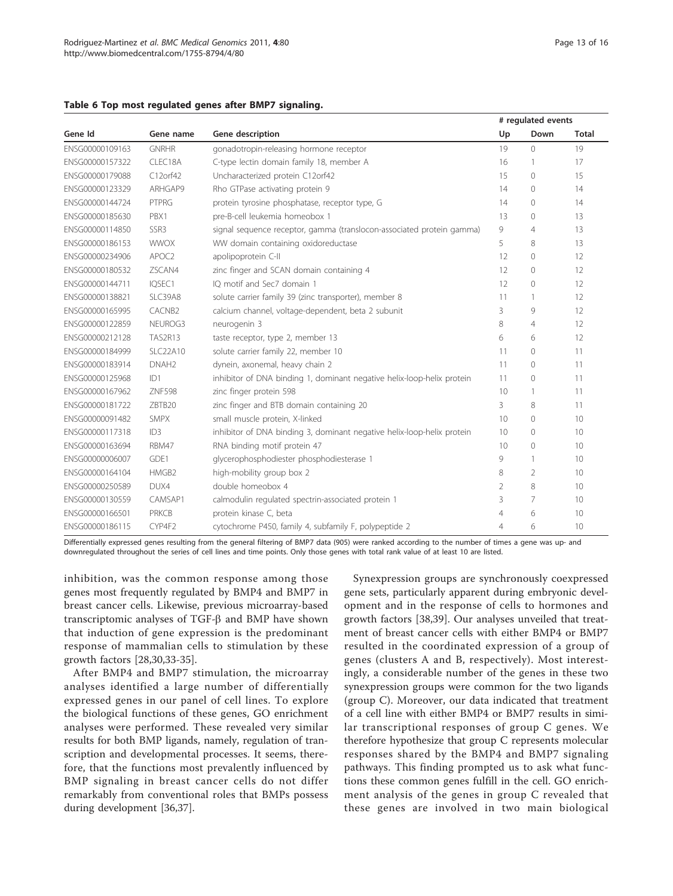**Table 6 Top most regulated genes after BMP7 signaling.**

| Gene Id | Gene name | Gene description | # regulated events | | |
|---|---|---|---|---|---|
| | | | Up | Down | Total |
| ENSG00000109163 | GNRHR | gonadotropin-releasing hormone receptor | 19 | 0 | 19 |
| ENSG00000157322 | CLEC18A | C-type lectin domain family 18, member A | 16 | 1 | 17 |
| ENSG00000179088 | C12orf42 | Uncharacterized protein C12orf42 | 15 | 0 | 15 |
| ENSG00000123329 | ARHGAP9 | Rho GTPase activating protein 9 | 14 | 0 | 14 |
| ENSG00000144724 | PTPRG | protein tyrosine phosphatase, receptor type, G | 14 | 0 | 14 |
| ENSG00000185630 | PBX1 | pre-B-cell leukemia homeobox 1 | 13 | 0 | 13 |
| ENSG00000114850 | SSR3 | signal sequence receptor, gamma (translocon-associated protein gamma) | 9 | 4 | 13 |
| ENSG00000186153 | WWOX | WW domain containing oxidoreductase | 5 | 8 | 13 |
| ENSG00000234906 | APOC2 | apolipoprotein C-II | 12 | 0 | 12 |
| ENSG00000180532 | ZSCAN4 | zinc finger and SCAN domain containing 4 | 12 | 0 | 12 |
| ENSG00000144711 | IQSEC1 | IQ motif and Sec7 domain 1 | 12 | 0 | 12 |
| ENSG00000138821 | SLC39A8 | solute carrier family 39 (zinc transporter), member 8 | 11 | 1 | 12 |
| ENSG00000165995 | CACNB2 | calcium channel, voltage-dependent, beta 2 subunit | 3 | 9 | 12 |
| ENSG00000122859 | NEUROG3 | neurogenin 3 | 8 | 4 | 12 |
| ENSG00000212128 | TAS2R13 | taste receptor, type 2, member 13 | 6 | 6 | 12 |
| ENSG00000184999 | SLC22A10 | solute carrier family 22, member 10 | 11 | 0 | 11 |
| ENSG00000183914 | DNAH2 | dynein, axonemal, heavy chain 2 | 11 | 0 | 11 |
| ENSG00000125968 | ID1 | inhibitor of DNA binding 1, dominant negative helix-loop-helix protein | 11 | 0 | 11 |
| ENSG00000167962 | ZNF598 | zinc finger protein 598 | 10 | 1 | 11 |
| ENSG00000181722 | ZBTB20 | zinc finger and BTB domain containing 20 | 3 | 8 | 11 |
| ENSG00000091482 | SMPX | small muscle protein, X-linked | 10 | 0 | 10 |
| ENSG00000117318 | ID3 | inhibitor of DNA binding 3, dominant negative helix-loop-helix protein | 10 | 0 | 10 |
| ENSG00000163694 | RBM47 | RNA binding motif protein 47 | 10 | 0 | 10 |
| ENSG00000006007 | GDE1 | glycerophosphodiester phosphodiesterase 1 | 9 | 1 | 10 |
| ENSG00000164104 | HMGB2 | high-mobility group box 2 | 8 | 2 | 10 |
| ENSG00000250589 | DUX4 | double homeobox 4 | 2 | 8 | 10 |
| ENSG00000130559 | CAMSAP1 | calmodulin regulated spectrin-associated protein 1 | 3 | 7 | 10 |
| ENSG00000166501 | PRKCB | protein kinase C, beta | 4 | 6 | 10 |
| ENSG00000186115 | CYP4F2 | cytochrome P450, family 4, subfamily F, polypeptide 2 | 4 | 6 | 10 |

Differentially expressed genes resulting from the general filtering of BMP7 data (905) were ranked according to the number of times a gene was up- and downregulated throughout the series of cell lines and time points. Only those genes with total rank value of at least 10 are listed.

inhibition, was the common response among those genes most frequently regulated by BMP4 and BMP7 in breast cancer cells. Likewise, previous microarray-based transcriptomic analyses of TGF-β and BMP have shown that induction of gene expression is the predominant response of mammalian cells to stimulation by these growth factors [28,30,33-35].

After BMP4 and BMP7 stimulation, the microarray analyses identified a large number of differentially expressed genes in our panel of cell lines. To explore the biological functions of these genes, GO enrichment analyses were performed. These revealed very similar results for both BMP ligands, namely, regulation of transcription and developmental processes. It seems, therefore, that the functions most prevalently influenced by BMP signaling in breast cancer cells do not differ remarkably from conventional roles that BMPs possess during development [36,37].

Synexpression groups are synchronously coexpressed gene sets, particularly apparent during embryonic development and in the response of cells to hormones and growth factors [38,39]. Our analyses unveiled that treatment of breast cancer cells with either BMP4 or BMP7 resulted in the coordinated expression of a group of genes (clusters A and B, respectively). Most interestingly, a considerable number of the genes in these two synexpression groups were common for the two ligands (group C). Moreover, our data indicated that treatment of a cell line with either BMP4 or BMP7 results in similar transcriptional responses of group C genes. We therefore hypothesize that group C represents molecular responses shared by the BMP4 and BMP7 signaling pathways. This finding prompted us to ask what functions these common genes fulfill in the cell. GO enrichment analysis of the genes in group C revealed that these genes are involved in two main biological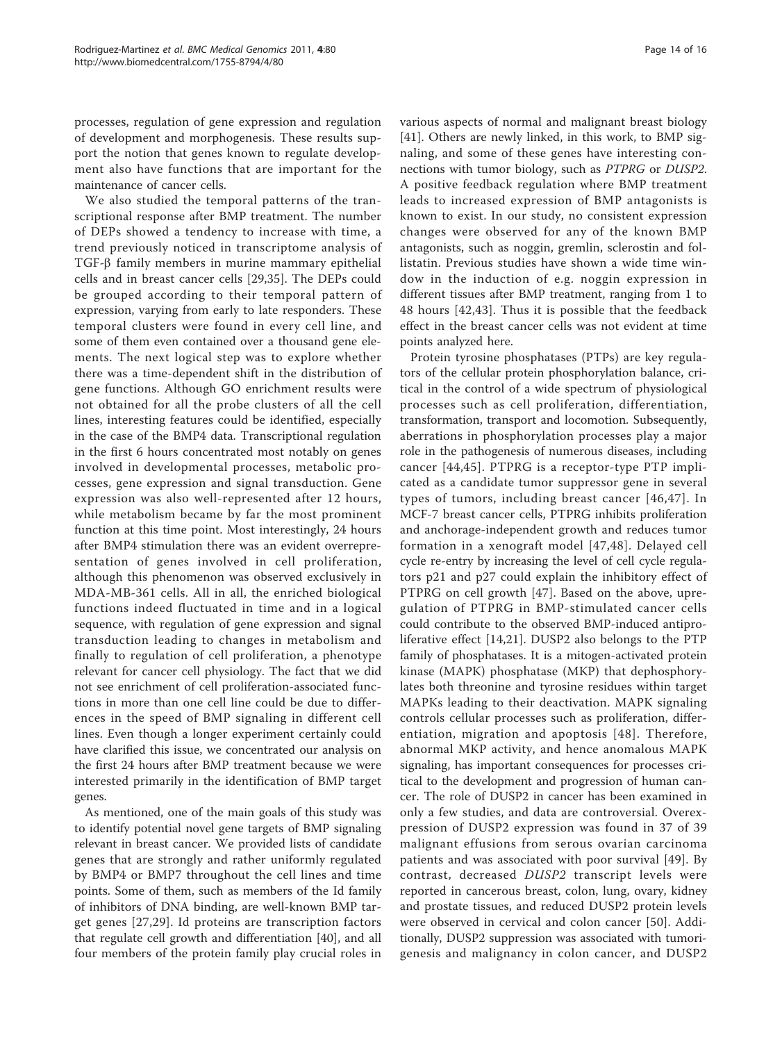processes, regulation of gene expression and regulation of development and morphogenesis. These results support the notion that genes known to regulate development also have functions that are important for the maintenance of cancer cells.

We also studied the temporal patterns of the transcriptional response after BMP treatment. The number of DEPs showed a tendency to increase with time, a trend previously noticed in transcriptome analysis of TGF-β family members in murine mammary epithelial cells and in breast cancer cells [29,35]. The DEPs could be grouped according to their temporal pattern of expression, varying from early to late responders. These temporal clusters were found in every cell line, and some of them even contained over a thousand gene elements. The next logical step was to explore whether there was a time-dependent shift in the distribution of gene functions. Although GO enrichment results were not obtained for all the probe clusters of all the cell lines, interesting features could be identified, especially in the case of the BMP4 data. Transcriptional regulation in the first 6 hours concentrated most notably on genes involved in developmental processes, metabolic processes, gene expression and signal transduction. Gene expression was also well-represented after 12 hours, while metabolism became by far the most prominent function at this time point. Most interestingly, 24 hours after BMP4 stimulation there was an evident overrepresentation of genes involved in cell proliferation, although this phenomenon was observed exclusively in MDA-MB-361 cells. All in all, the enriched biological functions indeed fluctuated in time and in a logical sequence, with regulation of gene expression and signal transduction leading to changes in metabolism and finally to regulation of cell proliferation, a phenotype relevant for cancer cell physiology. The fact that we did not see enrichment of cell proliferation-associated functions in more than one cell line could be due to differences in the speed of BMP signaling in different cell lines. Even though a longer experiment certainly could have clarified this issue, we concentrated our analysis on the first 24 hours after BMP treatment because we were interested primarily in the identification of BMP target genes.

As mentioned, one of the main goals of this study was to identify potential novel gene targets of BMP signaling relevant in breast cancer. We provided lists of candidate genes that are strongly and rather uniformly regulated by BMP4 or BMP7 throughout the cell lines and time points. Some of them, such as members of the Id family of inhibitors of DNA binding, are well-known BMP target genes [27,29]. Id proteins are transcription factors that regulate cell growth and differentiation [40], and all four members of the protein family play crucial roles in various aspects of normal and malignant breast biology [41]. Others are newly linked, in this work, to BMP signaling, and some of these genes have interesting connections with tumor biology, such as *PTPRG* or *DUSP2.* A positive feedback regulation where BMP treatment leads to increased expression of BMP antagonists is known to exist. In our study, no consistent expression changes were observed for any of the known BMP antagonists, such as noggin, gremlin, sclerostin and follistatin. Previous studies have shown a wide time window in the induction of e.g. noggin expression in different tissues after BMP treatment, ranging from 1 to 48 hours [42,43]. Thus it is possible that the feedback effect in the breast cancer cells was not evident at time points analyzed here.

Protein tyrosine phosphatases (PTPs) are key regulators of the cellular protein phosphorylation balance, critical in the control of a wide spectrum of physiological processes such as cell proliferation, differentiation, transformation, transport and locomotion. Subsequently, aberrations in phosphorylation processes play a major role in the pathogenesis of numerous diseases, including cancer [44,45]. PTPRG is a receptor-type PTP implicated as a candidate tumor suppressor gene in several types of tumors, including breast cancer [46,47]. In MCF-7 breast cancer cells, PTPRG inhibits proliferation and anchorage-independent growth and reduces tumor formation in a xenograft model [47,48]. Delayed cell cycle re-entry by increasing the level of cell cycle regulators p21 and p27 could explain the inhibitory effect of PTPRG on cell growth [47]. Based on the above, upregulation of PTPRG in BMP-stimulated cancer cells could contribute to the observed BMP-induced antiproliferative effect [14,21]. DUSP2 also belongs to the PTP family of phosphatases. It is a mitogen-activated protein kinase (MAPK) phosphatase (MKP) that dephosphorylates both threonine and tyrosine residues within target MAPKs leading to their deactivation. MAPK signaling controls cellular processes such as proliferation, differentiation, migration and apoptosis [48]. Therefore, abnormal MKP activity, and hence anomalous MAPK signaling, has important consequences for processes critical to the development and progression of human cancer. The role of DUSP2 in cancer has been examined in only a few studies, and data are controversial. Overexpression of DUSP2 expression was found in 37 of 39 malignant effusions from serous ovarian carcinoma patients and was associated with poor survival [49]. By contrast, decreased *DUSP2* transcript levels were reported in cancerous breast, colon, lung, ovary, kidney and prostate tissues, and reduced DUSP2 protein levels were observed in cervical and colon cancer [50]. Additionally, DUSP2 suppression was associated with tumorigenesis and malignancy in colon cancer, and DUSP2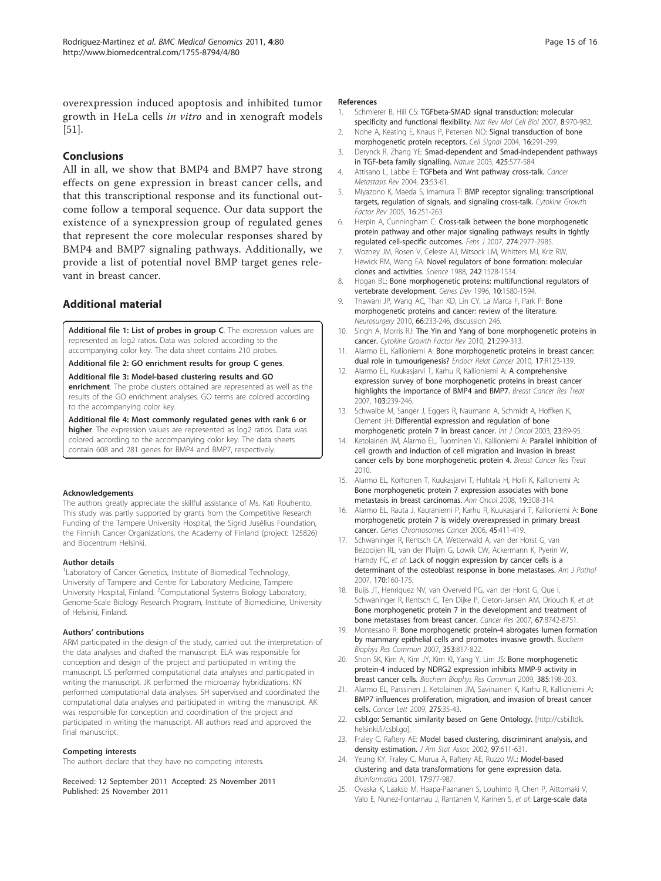overexpression induced apoptosis and inhibited tumor growth in HeLa cells *in vitro* and in xenograft models [51].

## Conclusions

All in all, we show that BMP4 and BMP7 have strong effects on gene expression in breast cancer cells, and that this transcriptional response and its functional outcome follow a temporal sequence. Our data support the existence of a synexpression group of regulated genes that represent the core molecular responses shared by BMP4 and BMP7 signaling pathways. Additionally, we provide a list of potential novel BMP target genes relevant in breast cancer.

## Additional material

**Additional file 1: List of probes in group C**. The expression values are represented as log2 ratios. Data was colored according to the accompanying color key. The data sheet contains 210 probes.

**Additional file 2: GO enrichment results for group C genes**.

**Additional file 3: Model-based clustering results and GO enrichment**. The probe clusters obtained are represented as well as the results of the GO enrichment analyses. GO terms are colored according to the accompanying color key.

**Additional file 4: Most commonly regulated genes with rank 6 or higher**. The expression values are represented as log2 ratios. Data was colored according to the accompanying color key. The data sheets contain 608 and 281 genes for BMP4 and BMP7, respectively.

#### Acknowledgements

The authors greatly appreciate the skillful assistance of Ms. Kati Rouhento. This study was partly supported by grants from the Competitive Research Funding of the Tampere University Hospital, the Sigrid Jusélius Foundation, the Finnish Cancer Organizations, the Academy of Finland (project: 125826) and Biocentrum Helsinki.

#### Author details

[1]Laboratory of Cancer Genetics, Institute of Biomedical Technology, University of Tampere and Centre for Laboratory Medicine, Tampere University Hospital, Finland. [2]Computational Systems Biology Laboratory, Genome-Scale Biology Research Program, Institute of Biomedicine, University of Helsinki, Finland.

#### Authors' contributions

ARM participated in the design of the study, carried out the interpretation of the data analyses and drafted the manuscript. ELA was responsible for conception and design of the project and participated in writing the manuscript. LS performed computational data analyses and participated in writing the manuscript. JK performed the microarray hybridizations. KN performed computational data analyses. SH supervised and coordinated the computational data analyses and participated in writing the manuscript. AK was responsible for conception and coordination of the project and participated in writing the manuscript. All authors read and approved the final manuscript.

#### Competing interests

The authors declare that they have no competing interests.

Received: 12 September 2011 Accepted: 25 November 2011
Published: 25 November 2011

#### References

1. Schmierer B, Hill CS: **TGFbeta-SMAD signal transduction: molecular specificity and functional flexibility.** *Nat Rev Mol Cell Biol* 2007, **8**:970-982.
2. Nohe A, Keating E, Knaus P, Petersen NO: **Signal transduction of bone morphogenetic protein receptors.** *Cell Signal* 2004, **16**:291-299.
3. Derynck R, Zhang YE: **Smad-dependent and Smad-independent pathways in TGF-beta family signalling.** *Nature* 2003, **425**:577-584.
4. Attisano L, Labbe E: **TGFbeta and Wnt pathway cross-talk.** *Cancer Metastasis Rev* 2004, **23**:53-61.
5. Miyazono K, Maeda S, Imamura T: **BMP receptor signaling: transcriptional targets, regulation of signals, and signaling cross-talk.** *Cytokine Growth Factor Rev* 2005, **16**:251-263.
6. Herpin A, Cunningham C: **Cross-talk between the bone morphogenetic protein pathway and other major signaling pathways results in tightly regulated cell-specific outcomes.** *Febs J* 2007, **274**:2977-2985.
7. Wozney JM, Rosen V, Celeste AJ, Mitsock LM, Whitters MJ, Kriz RW, Hewick RM, Wang EA: **Novel regulators of bone formation: molecular clones and activities.** *Science* 1988, **242**:1528-1534.
8. Hogan BL: **Bone morphogenetic proteins: multifunctional regulators of vertebrate development.** *Genes Dev* 1996, **10**:1580-1594.
9. Thawani JP, Wang AC, Than KD, Lin CY, La Marca F, Park P: **Bone morphogenetic proteins and cancer: review of the literature.** *Neurosurgery* 2010, **66**:233-246, discussion 246.
10. Singh A, Morris RJ: **The Yin and Yang of bone morphogenetic proteins in cancer.** *Cytokine Growth Factor Rev* 2010, **21**:299-313.
11. Alarmo EL, Kallioniemi A: **Bone morphogenetic proteins in breast cancer: dual role in tumourigenesis?** *Endocr Relat Cancer* 2010, **17**:R123-139.
12. Alarmo EL, Kuukasjarvi T, Karhu R, Kallioniemi A: **A comprehensive expression survey of bone morphogenetic proteins in breast cancer highlights the importance of BMP4 and BMP7.** *Breast Cancer Res Treat* 2007, **103**:239-246.
13. Schwalbe M, Sanger J, Eggers R, Naumann A, Schmidt A, Hoffken K, Clement JH: **Differential expression and regulation of bone morphogenetic protein 7 in breast cancer.** *Int J Oncol* 2003, **23**:89-95.
14. Ketolainen JM, Alarmo EL, Tuominen VJ, Kallioniemi A: **Parallel inhibition of cell growth and induction of cell migration and invasion in breast cancer cells by bone morphogenetic protein 4.** *Breast Cancer Res Treat* 2010.
15. Alarmo EL, Korhonen T, Kuukasjarvi T, Huhtala H, Holli K, Kallioniemi A: **Bone morphogenetic protein 7 expression associates with bone metastasis in breast carcinomas.** *Ann Oncol* 2008, **19**:308-314.
16. Alarmo EL, Rauta J, Kauraniemi P, Karhu R, Kuukasjarvi T, Kallioniemi A: **Bone morphogenetic protein 7 is widely overexpressed in primary breast cancer.** *Genes Chromosomes Cancer* 2006, **45**:411-419.
17. Schwaninger R, Rentsch CA, Wetterwald A, van der Horst G, van Bezooijen RL, van der Pluijm G, Lowik CW, Ackermann K, Pyerin W, Hamdy FC, *et al*: **Lack of noggin expression by cancer cells is a determinant of the osteoblast response in bone metastases.** *Am J Pathol* 2007, **170**:160-175.
18. Buijs JT, Henriquez NV, van Overveld PG, van der Horst G, Que I, Schwaninger R, Rentsch C, Ten Dijke P, Cleton-Jansen AM, Driouch K, *et al*: **Bone morphogenetic protein 7 in the development and treatment of bone metastases from breast cancer.** *Cancer Res* 2007, **67**:8742-8751.
19. Montesano R: **Bone morphogenetic protein-4 abrogates lumen formation by mammary epithelial cells and promotes invasive growth.** *Biochem Biophys Res Commun* 2007, **353**:817-822.
20. Shon SK, Kim A, Kim JY, Kim KI, Yang Y, Lim JS: **Bone morphogenetic protein-4 induced by NDRG2 expression inhibits MMP-9 activity in breast cancer cells.** *Biochem Biophys Res Commun* 2009, **385**:198-203.
21. Alarmo EL, Parssinen J, Ketolainen JM, Savinainen K, Karhu R, Kallioniemi A: **BMP7 influences proliferation, migration, and invasion of breast cancer cells.** *Cancer Lett* 2009, **275**:35-43.
22. **csbl.go: Semantic similarity based on Gene Ontology.** [http://csbi.ltdk.helsinki.fi/csbl.go].
23. Fraley C, Raftery AE: **Model based clustering, discriminant analysis, and density estimation.** *J Am Stat Assoc* 2002, **97**:611-631.
24. Yeung KY, Fraley C, Murua A, Raftery AE, Ruzzo WL: **Model-based clustering and data transformations for gene expression data.** *Bioinformatics* 2001, **17**:977-987.
25. Ovaska K, Laakso M, Haapa-Paananen S, Louhimo R, Chen P, Aittomaki V, Valo E, Nunez-Fontarnau J, Rantanen V, Karinen S, *et al*: **Large-scale data**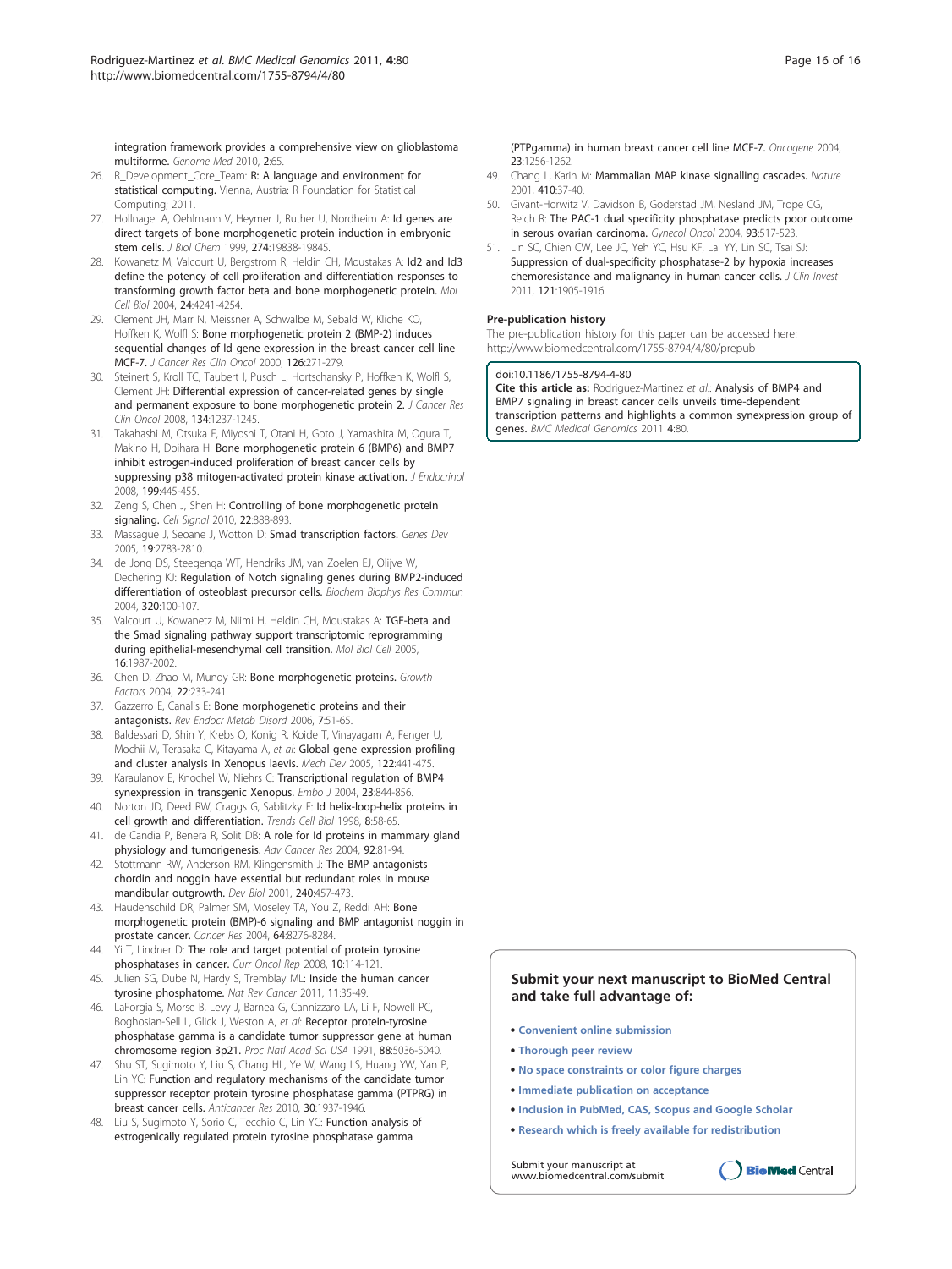integration framework provides a comprehensive view on glioblastoma multiforme. *Genome Med* 2010, 2:65.

26. R_Development_Core_Team: R: A language and environment for statistical computing. Vienna, Austria: R Foundation for Statistical Computing; 2011.
27. Hollnagel A, Oehlmann V, Heymer J, Ruther U, Nordheim A: Id genes are direct targets of bone morphogenetic protein induction in embryonic stem cells. *J Biol Chem* 1999, 274:19838-19845.
28. Kowanetz M, Valcourt U, Bergstrom R, Heldin CH, Moustakas A: Id2 and Id3 define the potency of cell proliferation and differentiation responses to transforming growth factor beta and bone morphogenetic protein. *Mol Cell Biol* 2004, 24:4241-4254.
29. Clement JH, Marr N, Meissner A, Schwalbe M, Sebald W, Kliche KO, Hoffken K, Wolfl S: Bone morphogenetic protein 2 (BMP-2) induces sequential changes of Id gene expression in the breast cancer cell line MCF-7. *J Cancer Res Clin Oncol* 2000, 126:271-279.
30. Steinert S, Kroll TC, Taubert I, Pusch L, Hortschansky P, Hoffken K, Wolfl S, Clement JH: Differential expression of cancer-related genes by single and permanent exposure to bone morphogenetic protein 2. *J Cancer Res Clin Oncol* 2008, 134:1237-1245.
31. Takahashi M, Otsuka F, Miyoshi T, Otani H, Goto J, Yamashita M, Ogura T, Makino H, Doihara H: Bone morphogenetic protein 6 (BMP6) and BMP7 inhibit estrogen-induced proliferation of breast cancer cells by suppressing p38 mitogen-activated protein kinase activation. *J Endocrinol* 2008, 199:445-455.
32. Zeng S, Chen J, Shen H: Controlling of bone morphogenetic protein signaling. *Cell Signal* 2010, 22:888-893.
33. Massague J, Seoane J, Wotton D: Smad transcription factors. *Genes Dev* 2005, 19:2783-2810.
34. de Jong DS, Steegenga WT, Hendriks JM, van Zoelen EJ, Olijve W, Dechering KJ: Regulation of Notch signaling genes during BMP2-induced differentiation of osteoblast precursor cells. *Biochem Biophys Res Commun* 2004, 320:100-107.
35. Valcourt U, Kowanetz M, Niimi H, Heldin CH, Moustakas A: TGF-beta and the Smad signaling pathway support transcriptomic reprogramming during epithelial-mesenchymal cell transition. *Mol Biol Cell* 2005, 16:1987-2002.
36. Chen D, Zhao M, Mundy GR: Bone morphogenetic proteins. *Growth Factors* 2004, 22:233-241.
37. Gazzerro E, Canalis E: Bone morphogenetic proteins and their antagonists. *Rev Endocr Metab Disord* 2006, 7:51-65.
38. Baldessari D, Shin Y, Krebs O, Konig R, Koide T, Vinayagam A, Fenger U, Mochii M, Terasaka C, Kitayama A, *et al*: Global gene expression profiling and cluster analysis in Xenopus laevis. *Mech Dev* 2005, 122:441-475.
39. Karaulanov E, Knochel W, Niehrs C: Transcriptional regulation of BMP4 synexpression in transgenic Xenopus. *Embo J* 2004, 23:844-856.
40. Norton JD, Deed RW, Craggs G, Sablitzky F: Id helix-loop-helix proteins in cell growth and differentiation. *Trends Cell Biol* 1998, 8:58-65.
41. de Candia P, Benera R, Solit DB: A role for Id proteins in mammary gland physiology and tumorigenesis. *Adv Cancer Res* 2004, 92:81-94.
42. Stottmann RW, Anderson RM, Klingensmith J: The BMP antagonists chordin and noggin have essential but redundant roles in mouse mandibular outgrowth. *Dev Biol* 2001, 240:457-473.
43. Haudenschild DR, Palmer SM, Moseley TA, You Z, Reddi AH: Bone morphogenetic protein (BMP)-6 signaling and BMP antagonist noggin in prostate cancer. *Cancer Res* 2004, 64:8276-8284.
44. Yi T, Lindner D: The role and target potential of protein tyrosine phosphatases in cancer. *Curr Oncol Rep* 2008, 10:114-121.
45. Julien SG, Dube N, Hardy S, Tremblay ML: Inside the human cancer tyrosine phosphatome. *Nat Rev Cancer* 2011, 11:35-49.
46. LaForgia S, Morse B, Levy J, Barnea G, Cannizzaro LA, Li F, Nowell PC, Boghosian-Sell L, Glick J, Weston A, *et al*: Receptor protein-tyrosine phosphatase gamma is a candidate tumor suppressor gene at human chromosome region 3p21. *Proc Natl Acad Sci USA* 1991, 88:5036-5040.
47. Shu ST, Sugimoto Y, Liu S, Chang HL, Ye W, Wang LS, Huang YW, Yan P, Lin YC: Function and regulatory mechanisms of the candidate tumor suppressor receptor protein tyrosine phosphatase gamma (PTPRG) in breast cancer cells. *Anticancer Res* 2010, 30:1937-1946.
48. Liu S, Sugimoto Y, Sorio C, Tecchio C, Lin YC: Function analysis of estrogenically regulated protein tyrosine phosphatase gamma (PTPgamma) in human breast cancer cell line MCF-7. *Oncogene* 2004, 23:1256-1262.
49. Chang L, Karin M: Mammalian MAP kinase signalling cascades. *Nature* 2001, 410:37-40.
50. Givant-Horwitz V, Davidson B, Goderstad JM, Nesland JM, Trope CG, Reich R: The PAC-1 dual specificity phosphatase predicts poor outcome in serous ovarian carcinoma. *Gynecol Oncol* 2004, 93:517-523.
51. Lin SC, Chien CW, Lee JC, Yeh YC, Hsu KF, Lai YY, Lin SC, Tsai SJ: Suppression of dual-specificity phosphatase-2 by hypoxia increases chemoresistance and malignancy in human cancer cells. *J Clin Invest* 2011, 121:1905-1916.

### Pre-publication history

The pre-publication history for this paper can be accessed here: http://www.biomedcentral.com/1755-8794/4/80/prepub

doi:10.1186/1755-8794-4-80

**Cite this article as:** Rodriguez-Martinez *et al.*: Analysis of BMP4 and BMP7 signaling in breast cancer cells unveils time-dependent transcription patterns and highlights a common synexpression group of genes. *BMC Medical Genomics* 2011 4:80.

**Submit your next manuscript to BioMed Central and take full advantage of:**

- Convenient online submission
- Thorough peer review
- No space constraints or color figure charges
- Immediate publication on acceptance
- Inclusion in PubMed, CAS, Scopus and Google Scholar
- Research which is freely available for redistribution

Submit your manuscript at www.biomedcentral.com/submit

BioMed Central